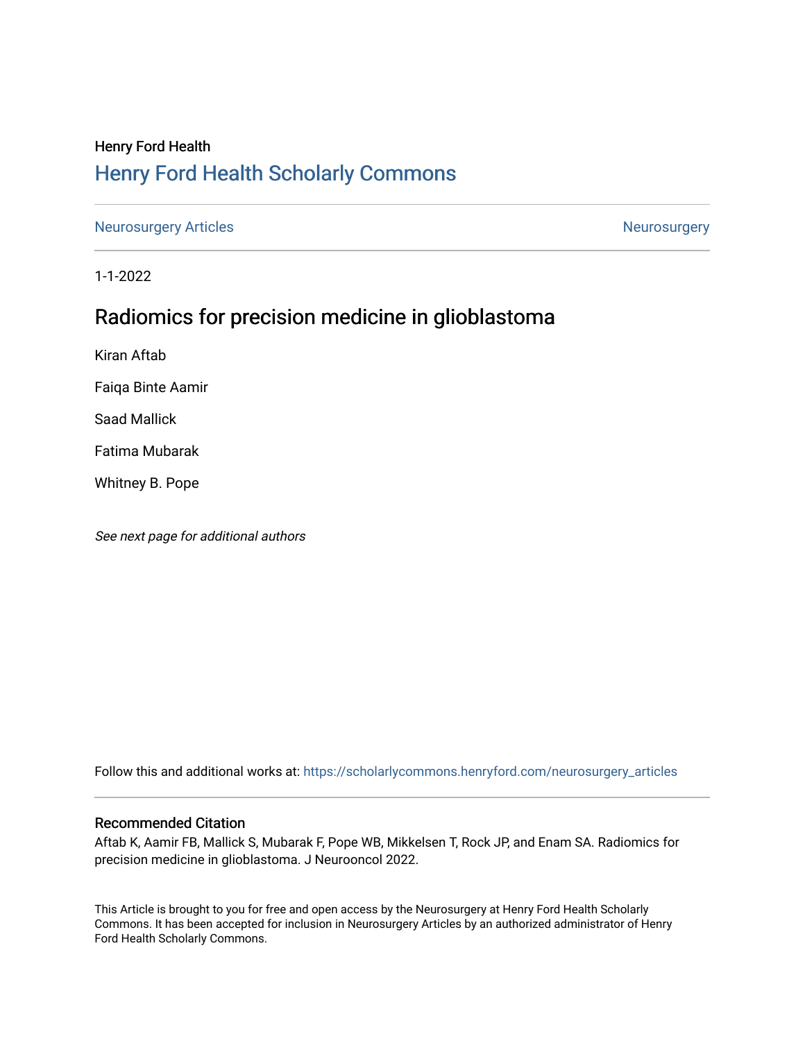Henry Ford Health

# Henry Ford Health Scholarly Commons

Neurosurgery Articles | Neurosurgery

1-1-2022

## Radiomics for precision medicine in glioblastoma

Kiran Aftab

Faiqa Binte Aamir

Saad Mallick

Fatima Mubarak

Whitney B. Pope

*See next page for additional authors*

Follow this and additional works at: https://scholarlycommons.henryford.com/neurosurgery_articles

### Recommended Citation

Aftab K, Aamir FB, Mallick S, Mubarak F, Pope WB, Mikkelsen T, Rock JP, and Enam SA. Radiomics for precision medicine in glioblastoma. J Neurooncol 2022.

This Article is brought to you for free and open access by the Neurosurgery at Henry Ford Health Scholarly Commons. It has been accepted for inclusion in Neurosurgery Articles by an authorized administrator of Henry Ford Health Scholarly Commons.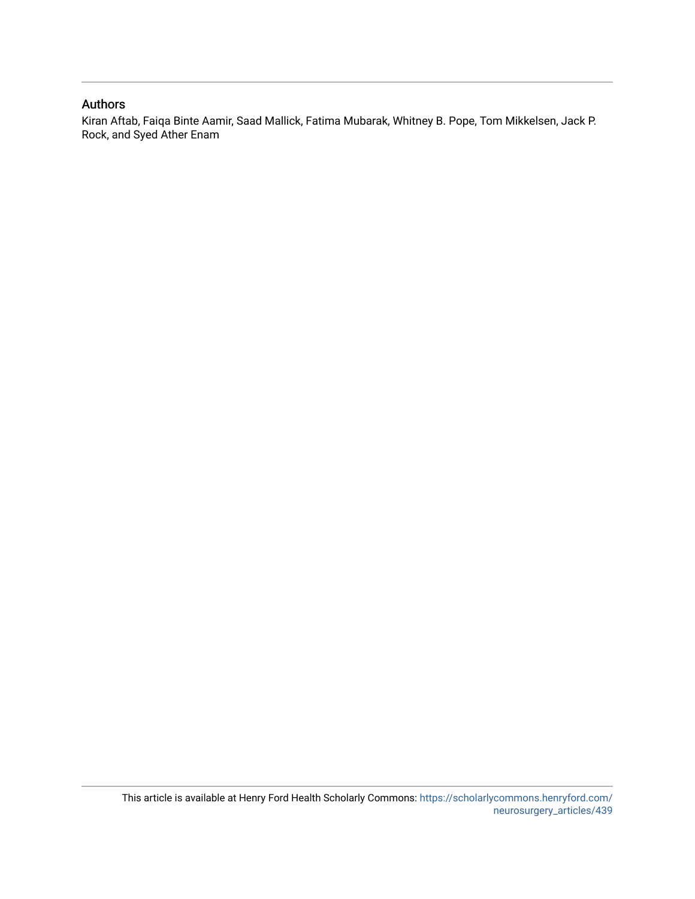## Authors

Kiran Aftab, Faiqa Binte Aamir, Saad Mallick, Fatima Mubarak, Whitney B. Pope, Tom Mikkelsen, Jack P. Rock, and Syed Ather Enam

This article is available at Henry Ford Health Scholarly Commons: https://scholarlycommons.henryford.com/neurosurgery_articles/439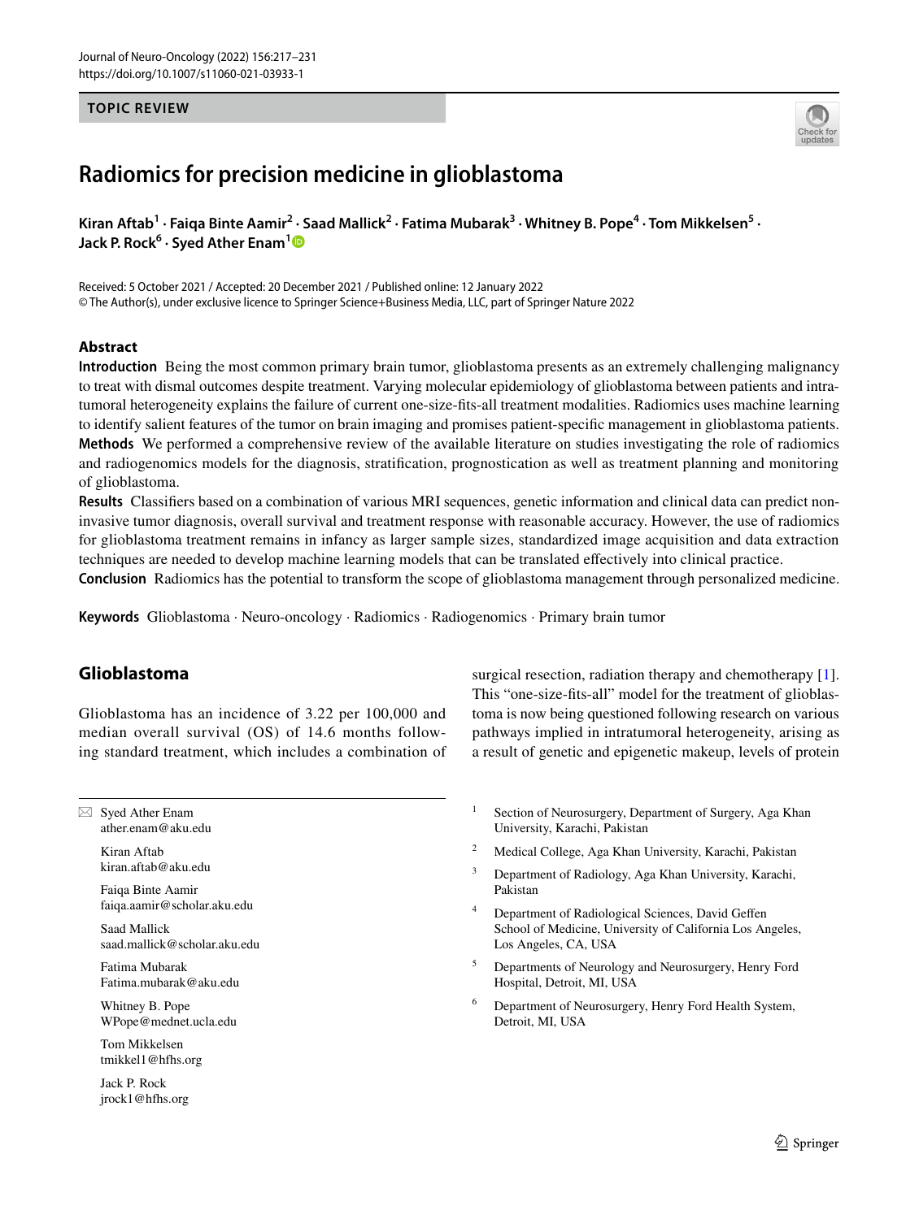## TOPIC REVIEW

# Radiomics for precision medicine in glioblastoma

**Kiran Aftab[1] · Faiqa Binte Aamir[2] · Saad Mallick[2] · Fatima Mubarak[3] · Whitney B. Pope[4] · Tom Mikkelsen[5] · Jack P. Rock[6] · Syed Ather Enam[1]**

Received: 5 October 2021 / Accepted: 20 December 2021 / Published online: 12 January 2022
© The Author(s), under exclusive licence to Springer Science+Business Media, LLC, part of Springer Nature 2022

## Abstract

**Introduction** Being the most common primary brain tumor, glioblastoma presents as an extremely challenging malignancy to treat with dismal outcomes despite treatment. Varying molecular epidemiology of glioblastoma between patients and intratumoral heterogeneity explains the failure of current one-size-fits-all treatment modalities. Radiomics uses machine learning to identify salient features of the tumor on brain imaging and promises patient-specific management in glioblastoma patients.

**Methods** We performed a comprehensive review of the available literature on studies investigating the role of radiomics and radiogenomics models for the diagnosis, stratification, prognostication as well as treatment planning and monitoring of glioblastoma.

**Results** Classifiers based on a combination of various MRI sequences, genetic information and clinical data can predict non-invasive tumor diagnosis, overall survival and treatment response with reasonable accuracy. However, the use of radiomics for glioblastoma treatment remains in infancy as larger sample sizes, standardized image acquisition and data extraction techniques are needed to develop machine learning models that can be translated effectively into clinical practice.

**Conclusion** Radiomics has the potential to transform the scope of glioblastoma management through personalized medicine.

**Keywords** Glioblastoma · Neuro-oncology · Radiomics · Radiogenomics · Primary brain tumor

## Glioblastoma

Glioblastoma has an incidence of 3.22 per 100,000 and median overall survival (OS) of 14.6 months following standard treatment, which includes a combination of surgical resection, radiation therapy and chemotherapy [1]. This "one-size-fits-all" model for the treatment of glioblastoma is now being questioned following research on various pathways implied in intratumoral heterogeneity, arising as a result of genetic and epigenetic makeup, levels of protein

✉ Syed Ather Enam
ather.enam@aku.edu

Kiran Aftab
kiran.aftab@aku.edu

Faiqa Binte Aamir
faiqa.aamir@scholar.aku.edu

Saad Mallick
saad.mallick@scholar.aku.edu

Fatima Mubarak
Fatima.mubarak@aku.edu

Whitney B. Pope
WPope@mednet.ucla.edu

Tom Mikkelsen
tmikkel1@hfhs.org

Jack P. Rock
jrock1@hfhs.org

[1] Section of Neurosurgery, Department of Surgery, Aga Khan University, Karachi, Pakistan

[2] Medical College, Aga Khan University, Karachi, Pakistan

[3] Department of Radiology, Aga Khan University, Karachi, Pakistan

[4] Department of Radiological Sciences, David Geffen School of Medicine, University of California Los Angeles, Los Angeles, CA, USA

[5] Departments of Neurology and Neurosurgery, Henry Ford Hospital, Detroit, MI, USA

[6] Department of Neurosurgery, Henry Ford Health System, Detroit, MI, USA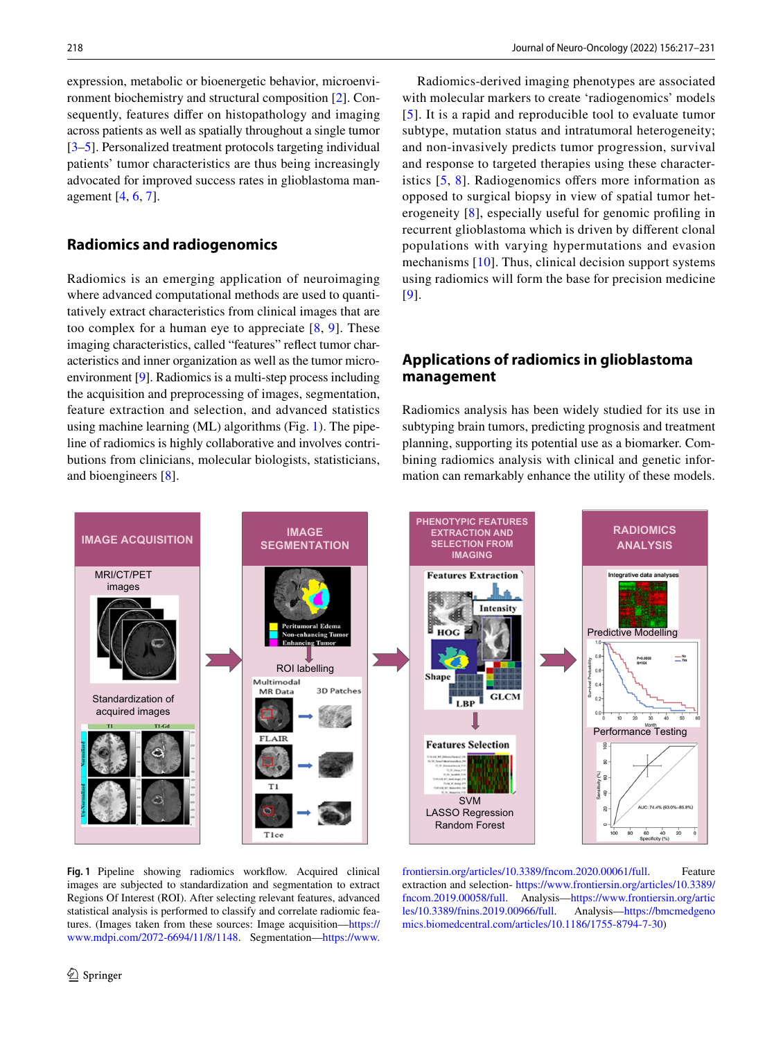expression, metabolic or bioenergetic behavior, microenvironment biochemistry and structural composition [2]. Consequently, features differ on histopathology and imaging across patients as well as spatially throughout a single tumor [3–5]. Personalized treatment protocols targeting individual patients' tumor characteristics are thus being increasingly advocated for improved success rates in glioblastoma management [4, 6, 7].

## Radiomics and radiogenomics

Radiomics is an emerging application of neuroimaging where advanced computational methods are used to quantitatively extract characteristics from clinical images that are too complex for a human eye to appreciate [8, 9]. These imaging characteristics, called "features" reflect tumor characteristics and inner organization as well as the tumor microenvironment [9]. Radiomics is a multi-step process including the acquisition and preprocessing of images, segmentation, feature extraction and selection, and advanced statistics using machine learning (ML) algorithms (Fig. 1). The pipeline of radiomics is highly collaborative and involves contributions from clinicians, molecular biologists, statisticians, and bioengineers [8].

Radiomics-derived imaging phenotypes are associated with molecular markers to create 'radiogenomics' models [5]. It is a rapid and reproducible tool to evaluate tumor subtype, mutation status and intratumoral heterogeneity; and non-invasively predicts tumor progression, survival and response to targeted therapies using these characteristics [5, 8]. Radiogenomics offers more information as opposed to surgical biopsy in view of spatial tumor heterogeneity [8], especially useful for genomic profiling in recurrent glioblastoma which is driven by different clonal populations with varying hypermutations and evasion mechanisms [10]. Thus, clinical decision support systems using radiomics will form the base for precision medicine [9].

## Applications of radiomics in glioblastoma management

Radiomics analysis has been widely studied for its use in subtyping brain tumors, predicting prognosis and treatment planning, supporting its potential use as a biomarker. Combining radiomics analysis with clinical and genetic information can remarkably enhance the utility of these models.

**Fig. 1** Pipeline showing radiomics workflow. Acquired clinical images are subjected to standardization and segmentation to extract Regions Of Interest (ROI). After selecting relevant features, advanced statistical analysis is performed to classify and correlate radiomic features. (Images taken from these sources: Image acquisition—https://www.mdpi.com/2072-6694/11/8/1148. Segmentation—https://www.frontiersin.org/articles/10.3389/fncom.2020.00061/full. Feature extraction and selection- https://www.frontiersin.org/articles/10.3389/fncom.2019.00058/full. Analysis—https://www.frontiersin.org/articles/10.3389/fnins.2019.00966/full. Analysis—https://bmcmedgenomics.biomedcentral.com/articles/10.1186/1755-8794-7-30)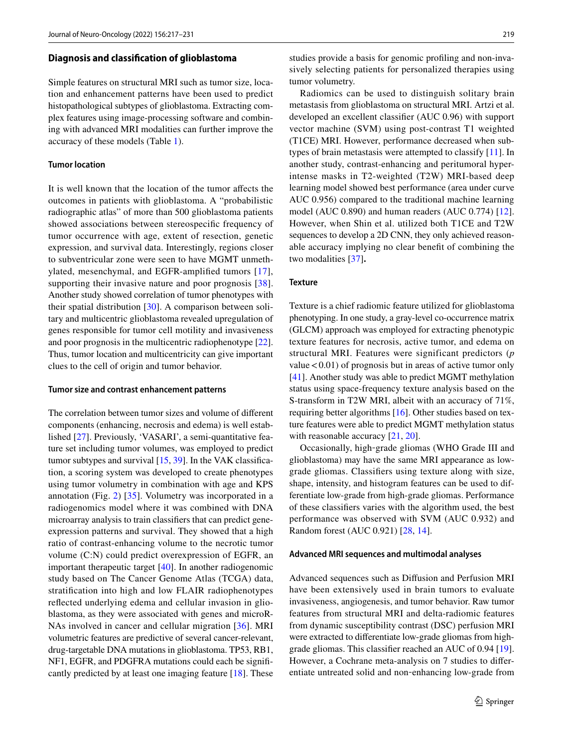## Diagnosis and classification of glioblastoma

Simple features on structural MRI such as tumor size, location and enhancement patterns have been used to predict histopathological subtypes of glioblastoma. Extracting complex features using image-processing software and combining with advanced MRI modalities can further improve the accuracy of these models (Table 1).

### Tumor location

It is well known that the location of the tumor affects the outcomes in patients with glioblastoma. A "probabilistic radiographic atlas" of more than 500 glioblastoma patients showed associations between stereospecific frequency of tumor occurrence with age, extent of resection, genetic expression, and survival data. Interestingly, regions closer to subventricular zone were seen to have MGMT unmethylated, mesenchymal, and EGFR-amplified tumors [17], supporting their invasive nature and poor prognosis [38]. Another study showed correlation of tumor phenotypes with their spatial distribution [30]. A comparison between solitary and multicentric glioblastoma revealed upregulation of genes responsible for tumor cell motility and invasiveness and poor prognosis in the multicentric radiophenotype [22]. Thus, tumor location and multicentricity can give important clues to the cell of origin and tumor behavior.

### Tumor size and contrast enhancement patterns

The correlation between tumor sizes and volume of different components (enhancing, necrosis and edema) is well established [27]. Previously, 'VASARI', a semi-quantitative feature set including tumor volumes, was employed to predict tumor subtypes and survival [15, 39]. In the VAK classification, a scoring system was developed to create phenotypes using tumor volumetry in combination with age and KPS annotation (Fig. 2) [35]. Volumetry was incorporated in a radiogenomics model where it was combined with DNA microarray analysis to train classifiers that can predict gene-expression patterns and survival. They showed that a high ratio of contrast-enhancing volume to the necrotic tumor volume (C:N) could predict overexpression of EGFR, an important therapeutic target [40]. In another radiogenomic study based on The Cancer Genome Atlas (TCGA) data, stratification into high and low FLAIR radiophenotypes reflected underlying edema and cellular invasion in glioblastoma, as they were associated with genes and microRNAs involved in cancer and cellular migration [36]. MRI volumetric features are predictive of several cancer-relevant, drug-targetable DNA mutations in glioblastoma. TP53, RB1, NF1, EGFR, and PDGFRA mutations could each be significantly predicted by at least one imaging feature [18]. These studies provide a basis for genomic profiling and non-invasively selecting patients for personalized therapies using tumor volumetry.

Radiomics can be used to distinguish solitary brain metastasis from glioblastoma on structural MRI. Artzi et al. developed an excellent classifier (AUC 0.96) with support vector machine (SVM) using post-contrast T1 weighted (T1CE) MRI. However, performance decreased when subtypes of brain metastasis were attempted to classify [11]. In another study, contrast-enhancing and peritumoral hyperintense masks in T2-weighted (T2W) MRI-based deep learning model showed best performance (area under curve AUC 0.956) compared to the traditional machine learning model (AUC 0.890) and human readers (AUC 0.774) [12]. However, when Shin et al. utilized both T1CE and T2W sequences to develop a 2D CNN, they only achieved reasonable accuracy implying no clear benefit of combining the two modalities [37].

### Texture

Texture is a chief radiomic feature utilized for glioblastoma phenotyping. In one study, a gray-level co-occurrence matrix (GLCM) approach was employed for extracting phenotypic texture features for necrosis, active tumor, and edema on structural MRI. Features were significant predictors ($p$ value $< 0.01$) of prognosis but in areas of active tumor only [41]. Another study was able to predict MGMT methylation status using space-frequency texture analysis based on the S-transform in T2W MRI, albeit with an accuracy of 71%, requiring better algorithms [16]. Other studies based on texture features were able to predict MGMT methylation status with reasonable accuracy [21, 20].

Occasionally, high-grade gliomas (WHO Grade III and glioblastoma) may have the same MRI appearance as low-grade gliomas. Classifiers using texture along with size, shape, intensity, and histogram features can be used to differentiate low-grade from high-grade gliomas. Performance of these classifiers varies with the algorithm used, the best performance was observed with SVM (AUC 0.932) and Random forest (AUC 0.921) [28, 14].

### Advanced MRI sequences and multimodal analyses

Advanced sequences such as Diffusion and Perfusion MRI have been extensively used in brain tumors to evaluate invasiveness, angiogenesis, and tumor behavior. Raw tumor features from structural MRI and delta-radiomic features from dynamic susceptibility contrast (DSC) perfusion MRI were extracted to differentiate low-grade gliomas from high-grade gliomas. This classifier reached an AUC of 0.94 [19]. However, a Cochrane meta-analysis on 7 studies to differentiate untreated solid and non-enhancing low-grade from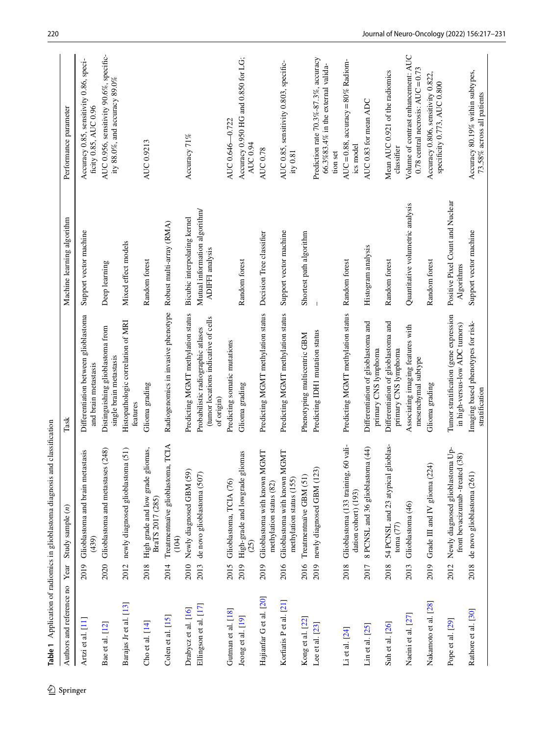**Table 1** Application of radiomics in glioblastoma diagnosis and classification

| Authors and reference no | Year | Study sample (n) | Task | Machine learning algorithm | Performance parameter |
|---|---|---|---|---|---|
| Artzi et al. [11] | 2019 | Glioblastoma and brain metastasis (439) | Differentiation between glioblastoma and brain metastasis | Support vector machine | Accuracy 0.85, sensitivity 0.86, specificity 0.85, AUC 0.96 |
| Bae et al. [12] | 2020 | Glioblastoma and metastases (248) | Distinguishing glioblastoma from single brain metastasis | Deep learning | AUC 0.956, sensitivity 90.6%, specificity 88.0%, and accuracy 89.0% |
| Barajas Jr et al. [13] | 2012 | newly diagnosed glioblastoma (51) | Histopathologic correlation of MRI features | Mixed effect models | |
| Cho et al. [14] | 2018 | High grade and low grade gliomas, BraTS 2017 (285) | Glioma grading | Random forest | AUC 0.9213 |
| Colen et al. [15] | 2014 | Treatmentnaïve glioblastoma, TCIA (104) | Radiogenomics in invasive phenotype | Robust multi-array (RMA) | |
| Drabycz et al. [16] | 2010 | Newly diagnosed GBM (59) | Predicting MGMT methylation status | Bicubic interpolating kernel | Accuracy 71% |
| Ellingson et al. [17] | 2013 | de novo glioblastoma (507) | Probabilistic radiographic atlases (tumor locations indicative of cells of origin) | Mutual information algorithm/ ADIFFI analysis | |
| Gutman et al. [18] | 2015 | Glioblastoma, TCIA (76) | Predicting somatic mutations | | AUC 0.646—0.722 |
| Jeong et al. [19] | 2019 | High-grade and lowgrade gliomas (25) | Glioma grading | Random forest | Accuracy 0.950 HG and 0.850 for LG; AUC 0.94 |
| Hajianfar G et al. [20] | 2019 | Glioblastoma with known MGMT methylation status (82) | Predicting MGMT methylation status | Decision Tree classifier | AUC 0.78 |
| Korfiatis P et al. [21] | 2016 | Glioblastoma with known MGMT methylation status (155) | Predicting MGMT methylation status | Support vector machine | AUC 0.85, sensitivity 0.803, specificity 0.81 |
| Kong et al. [22] | 2016 | Treatmentnaïve GBM (51) | Phenotyping multicentric GBM | Shortest path algorithm | |
| Lee et al. [23] | 2019 | newly diagnosed GBM (123) | Predicting IDH1 mutation status | – | Prediction rate 70.3%-87.3%, accuracy 66.3%83.4% in the external validation set |
| Li et al. [24] | 2018 | Glioblastoma (133 training, 60 validation cohort) (193) | Predicting MGMT methylation status | Random forest | AUC = 0.88, accuracy = 80% Radiomics model |
| Lin et al. [25] | 2017 | 8 PCNSL and 36 glioblastoma (44) | Differentiation of glioblastoma and primary CNS lymphoma | Histogram analysis | AUC 0.83 for mean ADC |
| Suh et al. [26] | 2018 | 54 PCNSL and 23 atypical glioblastoma (77) | Differentiation of glioblastoma and primary CNS lymphoma | Random forest | Mean AUC 0.921 of the radiomics classifier |
| Naeini et al. [27] | 2013 | Glioblastoma (46) | Associating imaging features with mesenchymal subtype | Quantitative volumetric analysis | Volume of contrast enhancement: AUC 0.78 central necrosis: AUC = 0.73 |
| Nakamoto et al. [28] | 2019 | Grade III and IV glioma (224) | Glioma grading | Random forest | Accuracy 0.806, sensitivity 0.822, specificity 0.773, AUC 0.800 |
| Pope et al. [29] | 2012 | Newly diagnosed glioblastoma Up-front bevacizumab -treated (38) | Tumor stratification (gene expression in high-versus-low ADC tumors) | Positive Pixel Count and Nuclear Algorithms | |
| Rathore et al. [30] | 2018 | de novo glioblastoma (261) | Imaging based phenotypes for risk-stratification | Support vector machine | Accuracy 80.19% within subtypes, 73.58% across all patients |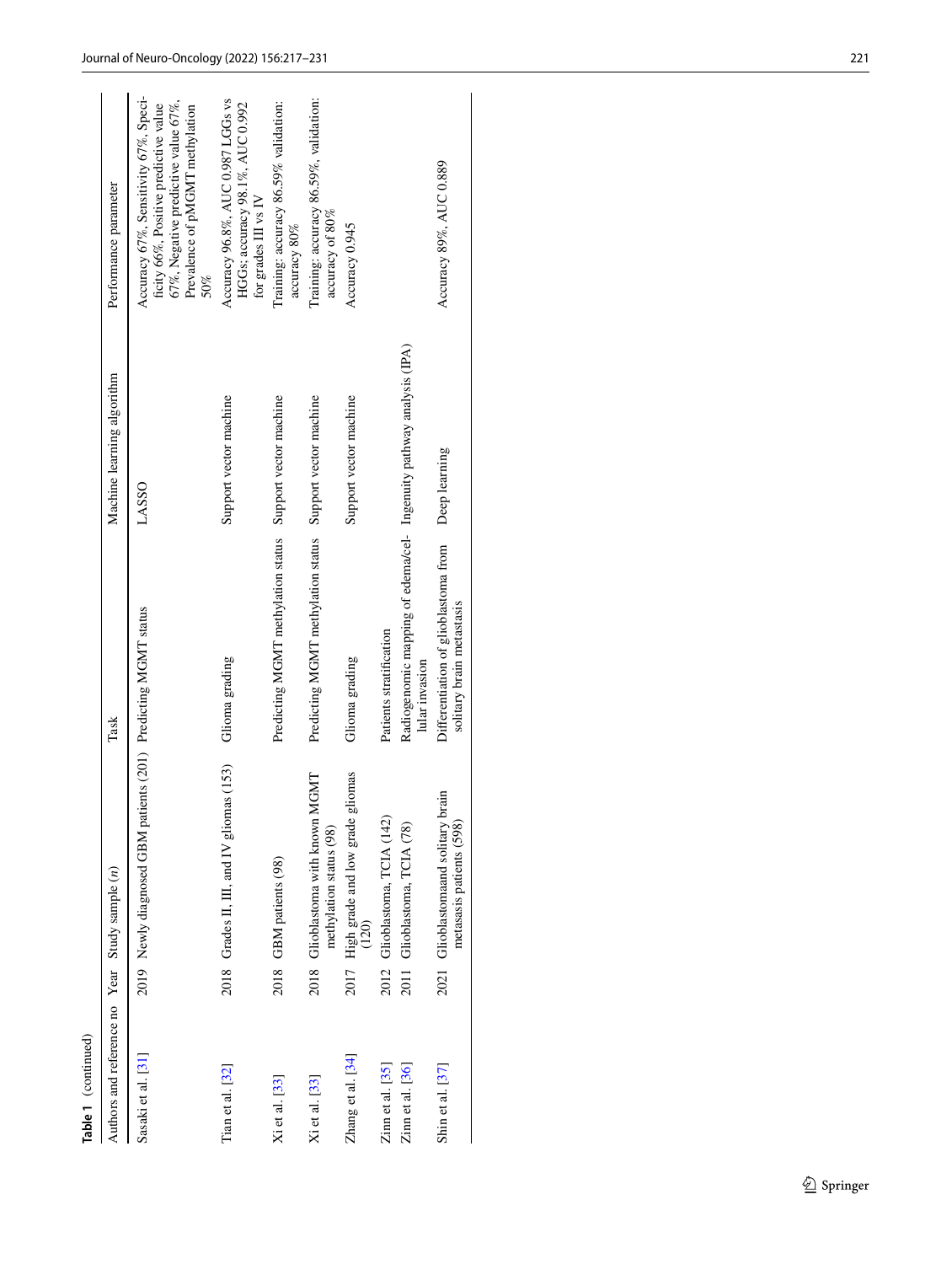**Table 1** (continued)

| Authors and reference no | Year | Study sample (n) | Task | Machine learning algorithm | Performance parameter |
|---|---|---|---|---|---|
| Sasaki et al. [31] | 2019 | Newly diagnosed GBM patients (201) | Predicting MGMT status | LASSO | Accuracy 67%, Sensitivity 67%, Specificity 66%, Positive predictive value 67%, Negative predictive value 67%, Prevalence of pMGMT methylation 50% |
| Tian et al. [32] | 2018 | Grades II, III, and IV gliomas (153) | Glioma grading | Support vector machine | Accuracy 96.8%, AUC 0.987 LGGs vs HGGs; accuracy 98.1%, AUC 0.992 for grades III vs IV |
| Xi et al. [33] | 2018 | GBM patients (98) | Predicting MGMT methylation status | Support vector machine | Training: accuracy 86.59% validation: accuracy 80% |
| Xi et al. [33] | 2018 | Glioblastoma with known MGMT methylation status (98) | Predicting MGMT methylation status | Support vector machine | Training: accuracy 86.59%, validation: accuracy of 80% |
| Zhang et al. [34] | 2017 | High grade and low grade gliomas (120) | Glioma grading | Support vector machine | Accuracy 0.945 |
| Zinn et al. [35] | 2012 | Glioblastoma, TCIA (142) | Patients stratification | | |
| Zinn et al. [36] | 2011 | Glioblastoma, TCIA (78) | Radiogenomic mapping of edema/cellular invasion | Ingenuity pathway analysis (IPA) | |
| Shin et al. [37] | 2021 | Glioblastomaand solitary brain metasasis patients (598) | Differentiation of glioblastoma from solitary brain metastasis | Deep learning | Accuracy 89%, AUC 0.889 |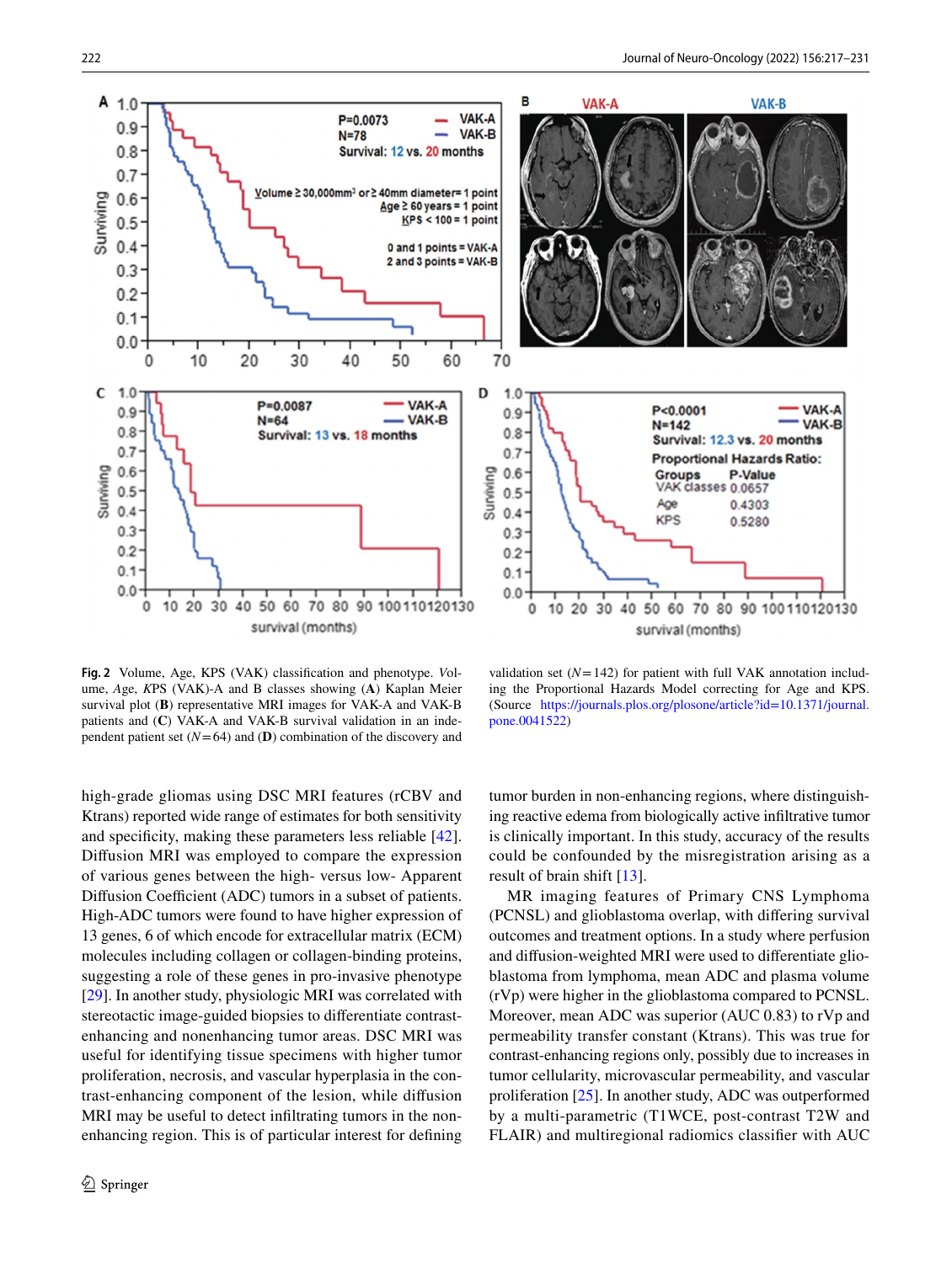**Fig. 2** Volume, Age, KPS (VAK) classification and phenotype. *Volume*, *Age*, *KPS* (VAK)-A and B classes showing (**A**) Kaplan Meier survival plot (**B**) representative MRI images for VAK-A and VAK-B patients and (**C**) VAK-A and VAK-B survival validation in an independent patient set ($N=64$) and (**D**) combination of the discovery and validation set ($N=142$) for patient with full VAK annotation including the Proportional Hazards Model correcting for Age and KPS. (Source https://journals.plos.org/plosone/article?id=10.1371/journal.pone.0041522)

high-grade gliomas using DSC MRI features (rCBV and Ktrans) reported wide range of estimates for both sensitivity and specificity, making these parameters less reliable [42]. Diffusion MRI was employed to compare the expression of various genes between the high- versus low- Apparent Diffusion Coefficient (ADC) tumors in a subset of patients. High-ADC tumors were found to have higher expression of 13 genes, 6 of which encode for extracellular matrix (ECM) molecules including collagen or collagen-binding proteins, suggesting a role of these genes in pro-invasive phenotype [29]. In another study, physiologic MRI was correlated with stereotactic image-guided biopsies to differentiate contrast-enhancing and nonenhancing tumor areas. DSC MRI was useful for identifying tissue specimens with higher tumor proliferation, necrosis, and vascular hyperplasia in the contrast-enhancing component of the lesion, while diffusion MRI may be useful to detect infiltrating tumors in the non-enhancing region. This is of particular interest for defining tumor burden in non-enhancing regions, where distinguishing reactive edema from biologically active infiltrative tumor is clinically important. In this study, accuracy of the results could be confounded by the misregistration arising as a result of brain shift [13].

MR imaging features of Primary CNS Lymphoma (PCNSL) and glioblastoma overlap, with differing survival outcomes and treatment options. In a study where perfusion and diffusion-weighted MRI were used to differentiate glioblastoma from lymphoma, mean ADC and plasma volume (rVp) were higher in the glioblastoma compared to PCNSL. Moreover, mean ADC was superior (AUC 0.83) to rVp and permeability transfer constant (Ktrans). This was true for contrast-enhancing regions only, possibly due to increases in tumor cellularity, microvascular permeability, and vascular proliferation [25]. In another study, ADC was outperformed by a multi-parametric (T1WCE, post-contrast T2W and FLAIR) and multiregional radiomics classifier with AUC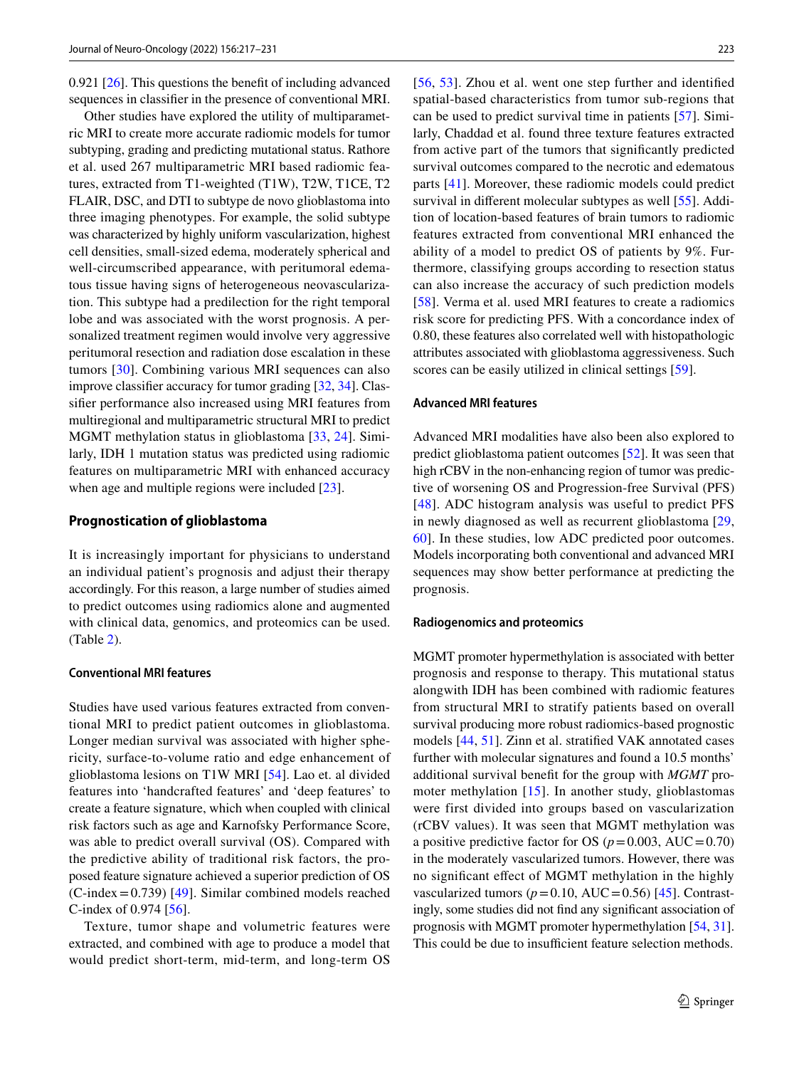0.921 [26]. This questions the benefit of including advanced sequences in classifier in the presence of conventional MRI.

Other studies have explored the utility of multiparametric MRI to create more accurate radiomic models for tumor subtyping, grading and predicting mutational status. Rathore et al. used 267 multiparametric MRI based radiomic features, extracted from T1-weighted (T1W), T2W, T1CE, T2 FLAIR, DSC, and DTI to subtype de novo glioblastoma into three imaging phenotypes. For example, the solid subtype was characterized by highly uniform vascularization, highest cell densities, small-sized edema, moderately spherical and well-circumscribed appearance, with peritumoral edematous tissue having signs of heterogeneous neovascularization. This subtype had a predilection for the right temporal lobe and was associated with the worst prognosis. A personalized treatment regimen would involve very aggressive peritumoral resection and radiation dose escalation in these tumors [30]. Combining various MRI sequences can also improve classifier accuracy for tumor grading [32, 34]. Classifier performance also increased using MRI features from multiregional and multiparametric structural MRI to predict MGMT methylation status in glioblastoma [33, 24]. Similarly, IDH 1 mutation status was predicted using radiomic features on multiparametric MRI with enhanced accuracy when age and multiple regions were included [23].

## Prognostication of glioblastoma

It is increasingly important for physicians to understand an individual patient's prognosis and adjust their therapy accordingly. For this reason, a large number of studies aimed to predict outcomes using radiomics alone and augmented with clinical data, genomics, and proteomics can be used. (Table 2).

### Conventional MRI features

Studies have used various features extracted from conventional MRI to predict patient outcomes in glioblastoma. Longer median survival was associated with higher sphericity, surface-to-volume ratio and edge enhancement of glioblastoma lesions on T1W MRI [54]. Lao et. al divided features into 'handcrafted features' and 'deep features' to create a feature signature, which when coupled with clinical risk factors such as age and Karnofsky Performance Score, was able to predict overall survival (OS). Compared with the predictive ability of traditional risk factors, the proposed feature signature achieved a superior prediction of OS (C-index = 0.739) [49]. Similar combined models reached C-index of 0.974 [56].

Texture, tumor shape and volumetric features were extracted, and combined with age to produce a model that would predict short-term, mid-term, and long-term OS [56, 53]. Zhou et al. went one step further and identified spatial-based characteristics from tumor sub-regions that can be used to predict survival time in patients [57]. Similarly, Chaddad et al. found three texture features extracted from active part of the tumors that significantly predicted survival outcomes compared to the necrotic and edematous parts [41]. Moreover, these radiomic models could predict survival in different molecular subtypes as well [55]. Addition of location-based features of brain tumors to radiomic features extracted from conventional MRI enhanced the ability of a model to predict OS of patients by 9%. Furthermore, classifying groups according to resection status can also increase the accuracy of such prediction models [58]. Verma et al. used MRI features to create a radiomics risk score for predicting PFS. With a concordance index of 0.80, these features also correlated well with histopathologic attributes associated with glioblastoma aggressiveness. Such scores can be easily utilized in clinical settings [59].

### Advanced MRI features

Advanced MRI modalities have also been also explored to predict glioblastoma patient outcomes [52]. It was seen that high rCBV in the non-enhancing region of tumor was predictive of worsening OS and Progression-free Survival (PFS) [48]. ADC histogram analysis was useful to predict PFS in newly diagnosed as well as recurrent glioblastoma [29, 60]. In these studies, low ADC predicted poor outcomes. Models incorporating both conventional and advanced MRI sequences may show better performance at predicting the prognosis.

### Radiogenomics and proteomics

MGMT promoter hypermethylation is associated with better prognosis and response to therapy. This mutational status alongwith IDH has been combined with radiomic features from structural MRI to stratify patients based on overall survival producing more robust radiomics-based prognostic models [44, 51]. Zinn et al. stratified VAK annotated cases further with molecular signatures and found a 10.5 months' additional survival benefit for the group with *MGMT* promoter methylation [15]. In another study, glioblastomas were first divided into groups based on vascularization (rCBV values). It was seen that MGMT methylation was a positive predictive factor for OS ($p = 0.003$, AUC = 0.70) in the moderately vascularized tumors. However, there was no significant effect of MGMT methylation in the highly vascularized tumors ($p = 0.10$, AUC = 0.56) [45]. Contrastingly, some studies did not find any significant association of prognosis with MGMT promoter hypermethylation [54, 31]. This could be due to insufficient feature selection methods.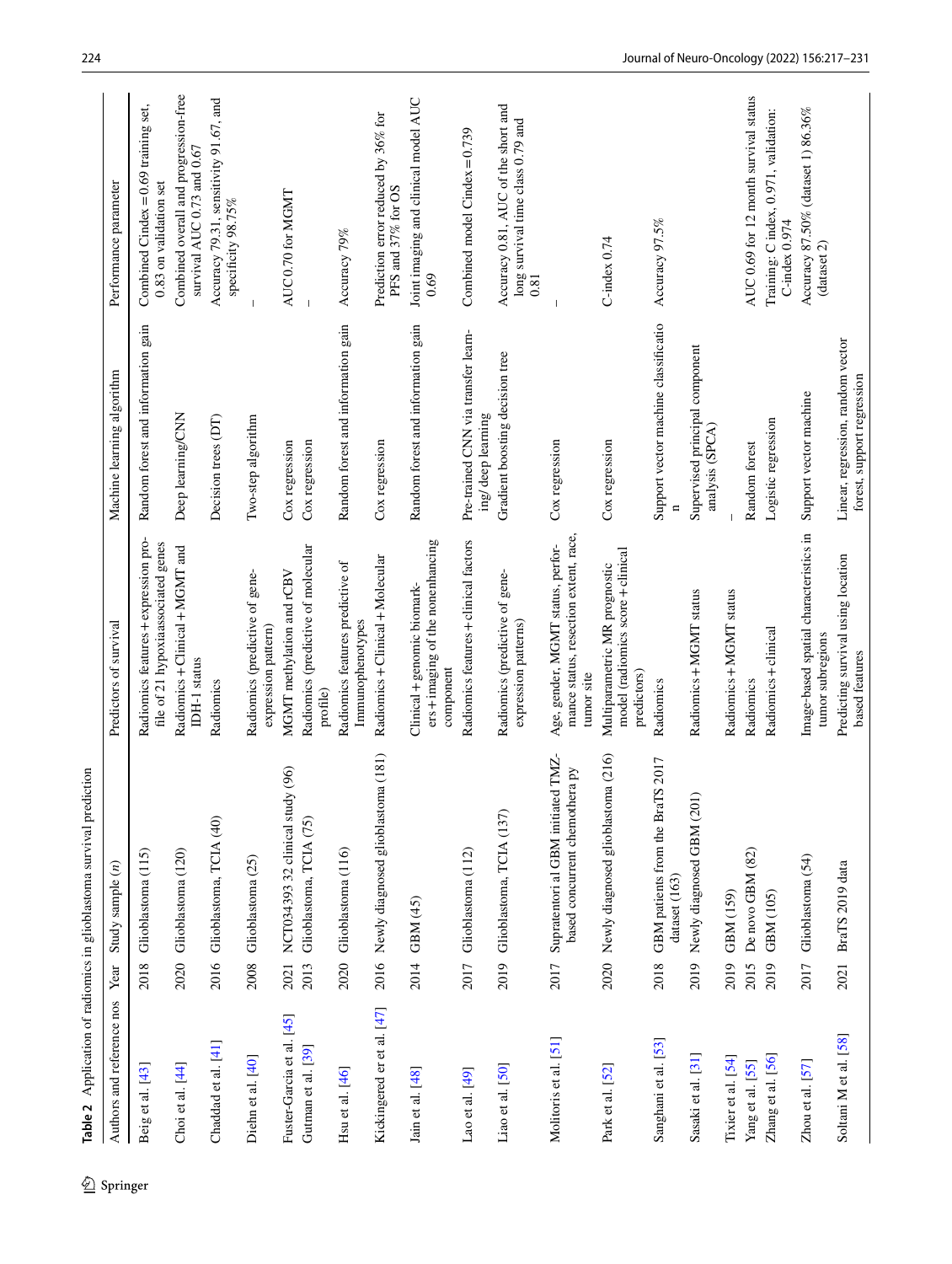**Table 2** Application of radiomics in glioblastoma survival prediction

| Authors and reference nos | Year | Study sample (*n*) | Predictors of survival | Machine learning algorithm | Performance parameter |
|---|---|---|---|---|---|
| Beig et al. [43] | 2018 | Glioblastoma (115) | Radiomics features + expression profile of 21 hypoxiaassociated genes | Random forest and information gain | Combined Cindex = 0.69 training set, 0.83 on validation set |
| Choi et al. [44] | 2020 | Glioblastoma (120) | Radiomics + Clinical + MGMT and IDH-1 status | Deep learning/CNN | Combined overall and progression-free survival AUC 0.73 and 0.67 |
| Chaddad et al. [41] | 2016 | Glioblastoma, TCIA (40) | Radiomics | Decision trees (DT) | Accuracy 79.31, sensitivity 91.67, and specificity 98.75% |
| Diehn et al. [40] | 2008 | Glioblastoma (25) | Radiomics (predictive of gene-expression pattern) | Two-step algorithm | – |
| Fuster-Garcia et al. [45] | 2021 | NCT034393 32 clinical study (96) | MGMT methylation and rCBV | Cox regression | AUC 0.70 for MGMT |
| Gutman et al. [39] | 2013 | Glioblastoma, TCIA (75) | Radiomics (predictive of molecular profile) | Cox regression | – |
| Hsu et al. [46] | 2020 | Glioblastoma (116) | Radiomics features predictive of Immunophenotypes | Random forest and information gain | Accuracy 79% |
| Kickingered er et al. [47] | 2016 | Newly diagnosed glioblastoma (181) | Radiomics + Clinical + Molecular | Cox regression | Prediction error reduced by 36% for PFS and 37% for OS |
| Jain et al. [48] | 2014 | GBM (45) | Clinical + genomic biomarkers + imaging of the nonenhancing component | Random forest and information gain | Joint imaging and clinical model AUC 0.69 |
| Lao et al. [49] | 2017 | Glioblastoma (112) | Radiomics features + clinical factors | Pre-trained CNN via transfer learning/ deep learning | Combined model Cindex = 0.739 |
| Liao et al. [50] | 2019 | Glioblastoma, TCIA (137) | Radiomics (predictive of gene-expression patterns) | Gradient boosting decision tree | Accuracy 0.81, AUC of the short and long survival time class 0.79 and 0.81 |
| Molitoris et al. [51] | 2017 | Supratentori al GBM initiated TMZ-based concurrent chemothera py | Age, gender, MGMT status, performance status, resection extent, race, tumor site | Cox regression | – |
| Park et al. [52] | 2020 | Newly diagnosed glioblastoma (216) | Multiparametric MR prognostic model (radiomics score + clinical predictors) | Cox regression | C-index 0.74 |
| Sanghani et al. [53] | 2018 | GBM patients from the BraTS 2017 dataset (163) | Radiomics | Support vector machine classification | Accuracy 97.5% |
| Sasaki et al. [31] | 2019 | Newly diagnosed GBM (201) | Radiomics + MGMT status | Supervised principal component analysis (SPCA) | |
| Tixier et al. [54] | 2019 | GBM (159) | Radiomics + MGMT status | – | |
| Yang et al. [55] | 2015 | De novo GBM (82) | Radiomics | Random forest | AUC 0.69 for 12 month survival status |
| Zhang et al. [56] | 2019 | GBM (105) | Radiomics + clinical | Logistic regression | Training: C index, 0.971, validation: C-index 0.974 |
| Zhou et al. [57] | 2017 | Glioblastoma (54) | Image-based spatial characteristics in tumor subregions | Support vector machine | Accuracy 87.50% (dataset 1) 86.36% (dataset 2) |
| Soltani M et al. [58] | 2021 | BraTS 2019 data | Predicting survival using location based features | Linear, regression, random vector forest, support regression | |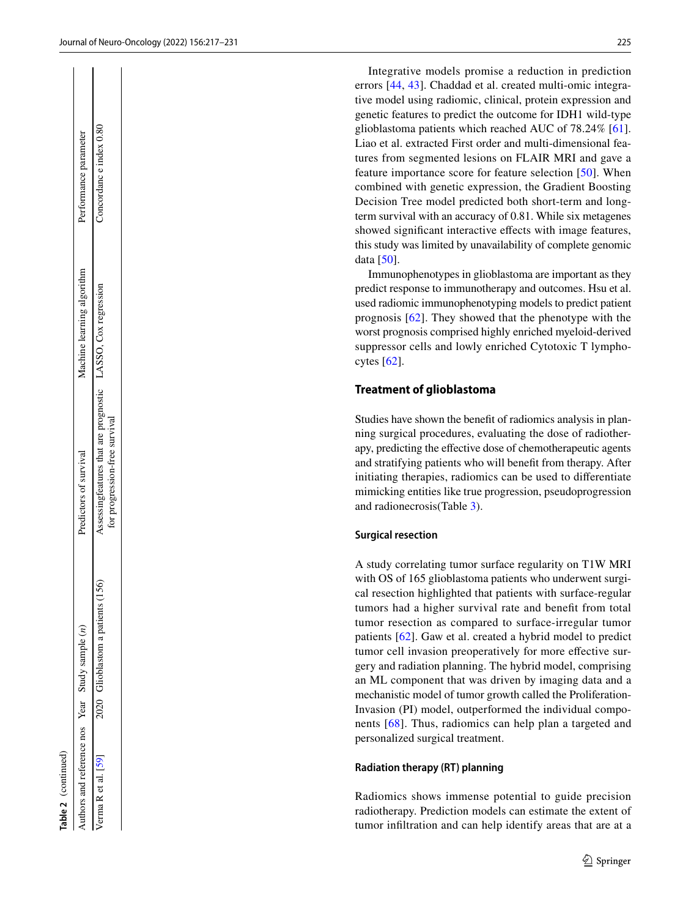**Table 2** (continued)

| Authors and reference nos | Year | Study sample (n) | Predictors of survival | Machine learning algorithm | Performance parameter |
|---|---|---|---|---|---|
| Verma R et al. [59] | 2020 | Glioblastom a patients (156) | Assessingfeatures that are prognostic for progression-free survival | LASSO, Cox regression | Concordanc e index 0.80 |

Integrative models promise a reduction in prediction errors [44, 43]. Chaddad et al. created multi-omic integrative model using radiomic, clinical, protein expression and genetic features to predict the outcome for IDH1 wild-type glioblastoma patients which reached AUC of 78.24% [61]. Liao et al. extracted First order and multi-dimensional features from segmented lesions on FLAIR MRI and gave a feature importance score for feature selection [50]. When combined with genetic expression, the Gradient Boosting Decision Tree model predicted both short-term and long-term survival with an accuracy of 0.81. While six metagenes showed significant interactive effects with image features, this study was limited by unavailability of complete genomic data [50].

Immunophenotypes in glioblastoma are important as they predict response to immunotherapy and outcomes. Hsu et al. used radiomic immunophenotyping models to predict patient prognosis [62]. They showed that the phenotype with the worst prognosis comprised highly enriched myeloid-derived suppressor cells and lowly enriched Cytotoxic T lymphocytes [62].

## Treatment of glioblastoma

Studies have shown the benefit of radiomics analysis in planning surgical procedures, evaluating the dose of radiotherapy, predicting the effective dose of chemotherapeutic agents and stratifying patients who will benefit from therapy. After initiating therapies, radiomics can be used to differentiate mimicking entities like true progression, pseudoprogression and radionecrosis(Table 3).

### Surgical resection

A study correlating tumor surface regularity on T1W MRI with OS of 165 glioblastoma patients who underwent surgical resection highlighted that patients with surface-regular tumors had a higher survival rate and benefit from total tumor resection as compared to surface-irregular tumor patients [62]. Gaw et al. created a hybrid model to predict tumor cell invasion preoperatively for more effective surgery and radiation planning. The hybrid model, comprising an ML component that was driven by imaging data and a mechanistic model of tumor growth called the Proliferation-Invasion (PI) model, outperformed the individual components [68]. Thus, radiomics can help plan a targeted and personalized surgical treatment.

### Radiation therapy (RT) planning

Radiomics shows immense potential to guide precision radiotherapy. Prediction models can estimate the extent of tumor infiltration and can help identify areas that are at a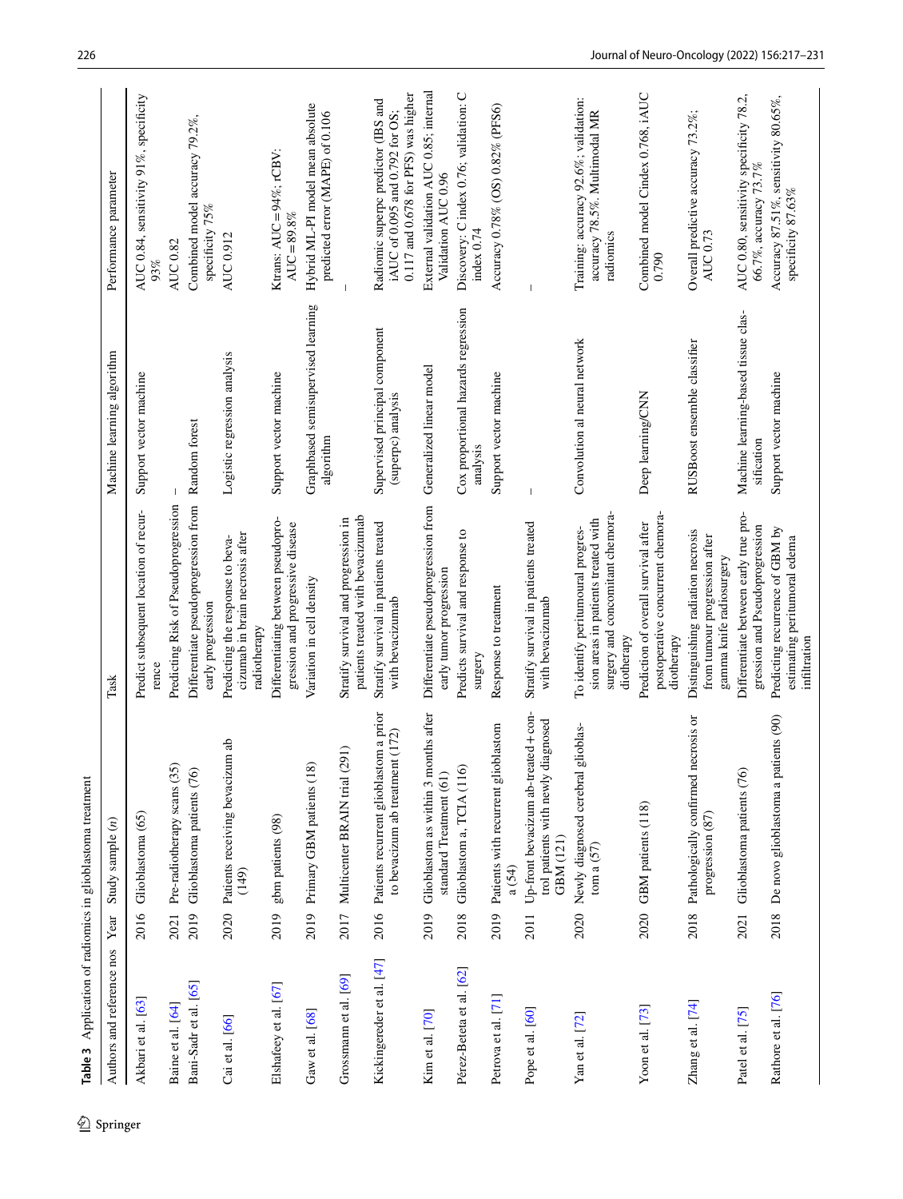**Table 3** Application of radiomics in glioblastoma treatment

| Authors and reference nos | Year | Study sample (n) | Task | Machine learning algorithm | Performance parameter |
|---|---|---|---|---|---|
| Akbari et al. [63] | 2016 | Glioblastoma (65) | Predict subsequent location of recurrence | Support vector machine | AUC 0.84, sensitivity 91%, specificity 93% |
| Baine et al. [64] | 2021 | Pre-radiotherapy scans (35) | Predicting Risk of Pseudoprogression | – | AUC 0.82 |
| Bani-Sadr et al. [65] | 2019 | Glioblastoma patients (76) | Differentiate pseudoprogression from early progression | Random forest | Combined model accuracy 79.2%, specificity 75% |
| Cai et al. [66] | 2020 | Patients receiving bevacizum ab (149) | Predicting the response to bevacizumab in brain necrosis after radiotherapy | Logistic regression analysis | AUC 0.912 |
| Elshafeey et al. [67] | 2019 | gbm patients (98) | Differentiating between pseudoprogression and progressive disease | Support vector machine | Ktrans: AUC = 94%; rCBV: AUC = 89.8% |
| Gaw et al. [68] | 2019 | Primary GBM patients (18) | Variation in cell density | Graphbased semisupervised learning algorithm | Hybrid ML-PI model mean absolute predicted error (MAPE) of 0.106 |
| Grossmann et al. [69] | 2017 | Multicenter BRAIN trial (291) | Stratify survival and progression in patients treated with bevacizumab | | – |
| Kickingereder et al. [47] | 2016 | Patients recurrent glioblastom a prior to bevacizum ab treatment (172) | Stratify survival in patients treated with bevacizumab | Supervised principal component (superpc) analysis | Radiomic superpc predictor (IBS and iAUC of 0.095 and 0.792 for OS; 0.117 and 0.678 for PFS) was higher |
| Kim et al. [70] | 2019 | Glioblastom as within 3 months after standard Treatment (61) | Differentiate pseudoprogression from early tumor progression | Generalized linear model | External validation AUC 0.85; internal Validation AUC 0.96 |
| Pérez-Beteta et al. [62] | 2018 | Glioblastom a, TCIA (116) | Predicts survival and response to surgery | Cox proportional hazards regression analysis | Discovery: C index 0.76; validation: C index 0.74 |
| Petrova et al. [71] | 2019 | Patients with recurrent glioblastom a (54) | Response to treatment | Support vector machine | Accuracy 0.78% (OS) 0.82% (PFS6) |
| Pope et al. [60] | 2011 | Up-front bevacizum ab-treated + control patients with newly diagnosed GBM (121) | Stratify survival in patients treated with bevacizumab | – | – |
| Yan et al. [72] | 2020 | Newly diagnosed cerebral glioblastom a (57) | To identify peritumoural progression areas in patients treated with surgery and concomitant chemoradiotherapy | Convolution al neural network | Training: accuracy 92.6%; validation: accuracy 78.5%. Multimodal MR radiomics |
| Yoon et al. [73] | 2020 | GBM patients (118) | Prediction of overall survival after postoperative concurrent chemoradiotherapy | Deep learning/CNN | Combined model Cindex 0.768, iAUC 0.790 |
| Zhang et al. [74] | 2018 | Pathologically confirmed necrosis or progression (87) | Distinguishing radiation necrosis from tumour progression after gamma knife radiosurgery | RUSBoost ensemble classifier | Overall predictive accuracy 73.2%; AUC 0.73 |
| Patel et al. [75] | 2021 | Glioblastoma patients (76) | Differentiate between early true progression and Pseudoprogression | Machine learning-based tissue classification | AUC 0.80, sensitivity specificity 78.2, 66.7%, accuracy 73.7% |
| Rathore et al. [76] | 2018 | De novo glioblastoma a patients (90) | Predicting recurrence of GBM by estimating peritumoral edema infiltration | Support vector machine | Accuracy 87.51%, sensitivity 80.65%, specificity 87.63% |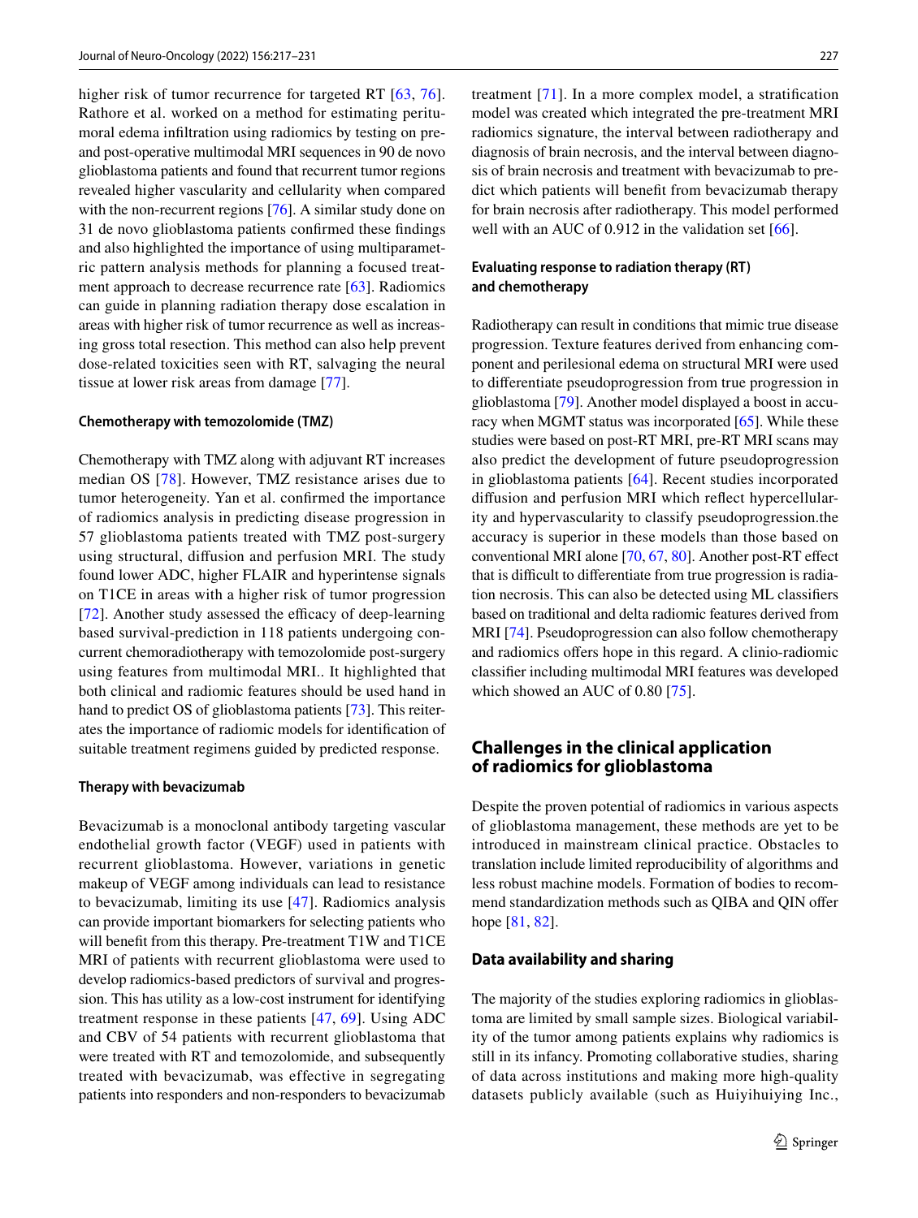higher risk of tumor recurrence for targeted RT [63, 76]. Rathore et al. worked on a method for estimating peritumoral edema infiltration using radiomics by testing on pre- and post-operative multimodal MRI sequences in 90 de novo glioblastoma patients and found that recurrent tumor regions revealed higher vascularity and cellularity when compared with the non-recurrent regions [76]. A similar study done on 31 de novo glioblastoma patients confirmed these findings and also highlighted the importance of using multiparametric pattern analysis methods for planning a focused treatment approach to decrease recurrence rate [63]. Radiomics can guide in planning radiation therapy dose escalation in areas with higher risk of tumor recurrence as well as increasing gross total resection. This method can also help prevent dose-related toxicities seen with RT, salvaging the neural tissue at lower risk areas from damage [77].

### Chemotherapy with temozolomide (TMZ)

Chemotherapy with TMZ along with adjuvant RT increases median OS [78]. However, TMZ resistance arises due to tumor heterogeneity. Yan et al. confirmed the importance of radiomics analysis in predicting disease progression in 57 glioblastoma patients treated with TMZ post-surgery using structural, diffusion and perfusion MRI. The study found lower ADC, higher FLAIR and hyperintense signals on T1CE in areas with a higher risk of tumor progression [72]. Another study assessed the efficacy of deep-learning based survival-prediction in 118 patients undergoing concurrent chemoradiotherapy with temozolomide post-surgery using features from multimodal MRI.. It highlighted that both clinical and radiomic features should be used hand in hand to predict OS of glioblastoma patients [73]. This reiterates the importance of radiomic models for identification of suitable treatment regimens guided by predicted response.

### Therapy with bevacizumab

Bevacizumab is a monoclonal antibody targeting vascular endothelial growth factor (VEGF) used in patients with recurrent glioblastoma. However, variations in genetic makeup of VEGF among individuals can lead to resistance to bevacizumab, limiting its use [47]. Radiomics analysis can provide important biomarkers for selecting patients who will benefit from this therapy. Pre-treatment T1W and T1CE MRI of patients with recurrent glioblastoma were used to develop radiomics-based predictors of survival and progression. This has utility as a low-cost instrument for identifying treatment response in these patients [47, 69]. Using ADC and CBV of 54 patients with recurrent glioblastoma that were treated with RT and temozolomide, and subsequently treated with bevacizumab, was effective in segregating patients into responders and non-responders to bevacizumab treatment [71]. In a more complex model, a stratification model was created which integrated the pre-treatment MRI radiomics signature, the interval between radiotherapy and diagnosis of brain necrosis, and the interval between diagnosis of brain necrosis and treatment with bevacizumab to predict which patients will benefit from bevacizumab therapy for brain necrosis after radiotherapy. This model performed well with an AUC of 0.912 in the validation set [66].

### Evaluating response to radiation therapy (RT) and chemotherapy

Radiotherapy can result in conditions that mimic true disease progression. Texture features derived from enhancing component and perilesional edema on structural MRI were used to differentiate pseudoprogression from true progression in glioblastoma [79]. Another model displayed a boost in accuracy when MGMT status was incorporated [65]. While these studies were based on post-RT MRI, pre-RT MRI scans may also predict the development of future pseudoprogression in glioblastoma patients [64]. Recent studies incorporated diffusion and perfusion MRI which reflect hypercellularity and hypervascularity to classify pseudoprogression.the accuracy is superior in these models than those based on conventional MRI alone [70, 67, 80]. Another post-RT effect that is difficult to differentiate from true progression is radiation necrosis. This can also be detected using ML classifiers based on traditional and delta radiomic features derived from MRI [74]. Pseudoprogression can also follow chemotherapy and radiomics offers hope in this regard. A clinio-radiomic classifier including multimodal MRI features was developed which showed an AUC of 0.80 [75].

## Challenges in the clinical application of radiomics for glioblastoma

Despite the proven potential of radiomics in various aspects of glioblastoma management, these methods are yet to be introduced in mainstream clinical practice. Obstacles to translation include limited reproducibility of algorithms and less robust machine models. Formation of bodies to recommend standardization methods such as QIBA and QIN offer hope [81, 82].

### Data availability and sharing

The majority of the studies exploring radiomics in glioblastoma are limited by small sample sizes. Biological variability of the tumor among patients explains why radiomics is still in its infancy. Promoting collaborative studies, sharing of data across institutions and making more high-quality datasets publicly available (such as Huiyihuiying Inc.,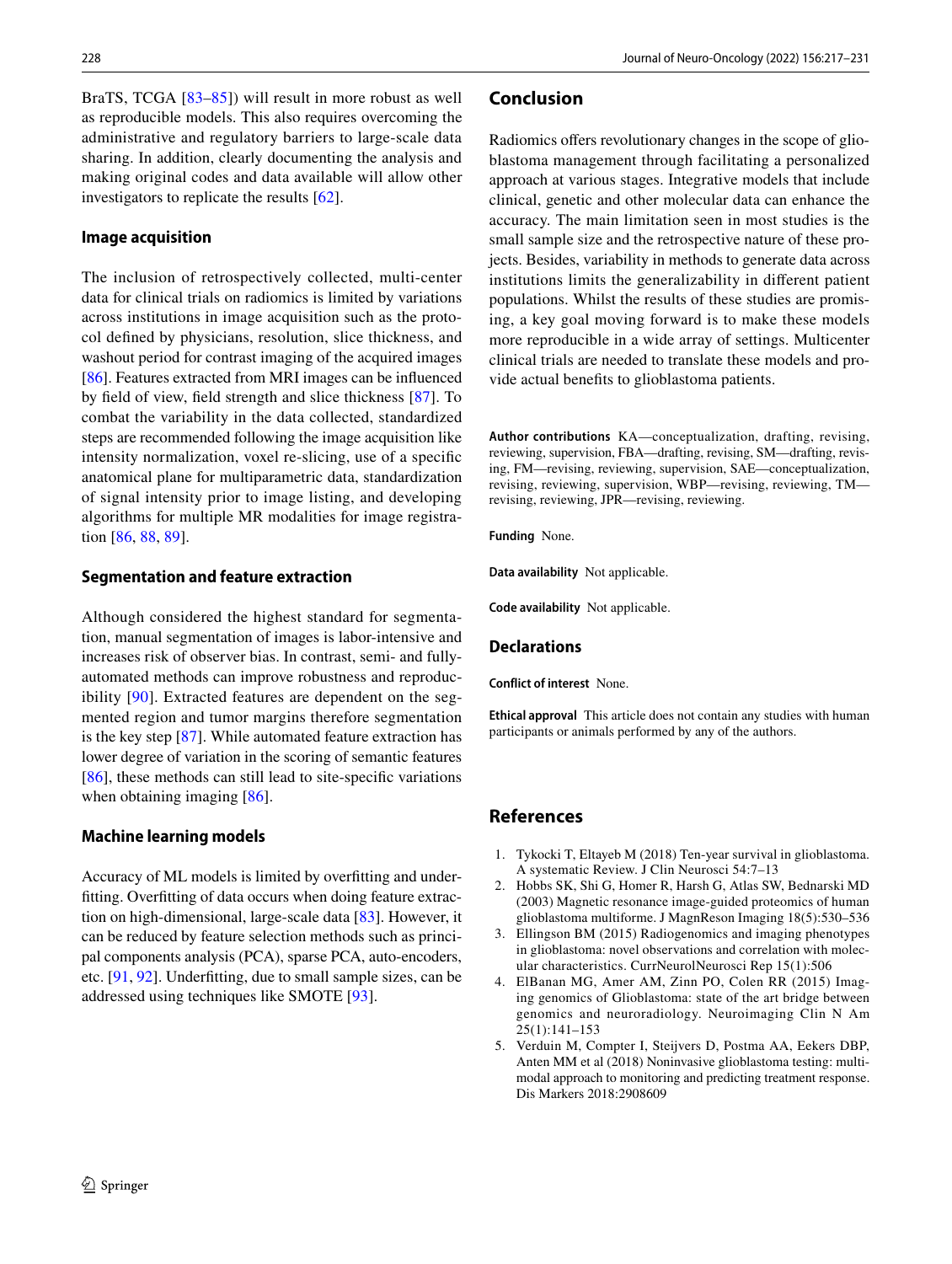BraTS, TCGA [83–85]) will result in more robust as well as reproducible models. This also requires overcoming the administrative and regulatory barriers to large-scale data sharing. In addition, clearly documenting the analysis and making original codes and data available will allow other investigators to replicate the results [62].

### Image acquisition

The inclusion of retrospectively collected, multi-center data for clinical trials on radiomics is limited by variations across institutions in image acquisition such as the protocol defined by physicians, resolution, slice thickness, and washout period for contrast imaging of the acquired images [86]. Features extracted from MRI images can be influenced by field of view, field strength and slice thickness [87]. To combat the variability in the data collected, standardized steps are recommended following the image acquisition like intensity normalization, voxel re-slicing, use of a specific anatomical plane for multiparametric data, standardization of signal intensity prior to image listing, and developing algorithms for multiple MR modalities for image registration [86, 88, 89].

### Segmentation and feature extraction

Although considered the highest standard for segmentation, manual segmentation of images is labor-intensive and increases risk of observer bias. In contrast, semi- and fully-automated methods can improve robustness and reproducibility [90]. Extracted features are dependent on the segmented region and tumor margins therefore segmentation is the key step [87]. While automated feature extraction has lower degree of variation in the scoring of semantic features [86], these methods can still lead to site-specific variations when obtaining imaging [86].

### Machine learning models

Accuracy of ML models is limited by overfitting and underfitting. Overfitting of data occurs when doing feature extraction on high-dimensional, large-scale data [83]. However, it can be reduced by feature selection methods such as principal components analysis (PCA), sparse PCA, auto-encoders, etc. [91, 92]. Underfitting, due to small sample sizes, can be addressed using techniques like SMOTE [93].

## Conclusion

Radiomics offers revolutionary changes in the scope of glioblastoma management through facilitating a personalized approach at various stages. Integrative models that include clinical, genetic and other molecular data can enhance the accuracy. The main limitation seen in most studies is the small sample size and the retrospective nature of these projects. Besides, variability in methods to generate data across institutions limits the generalizability in different patient populations. Whilst the results of these studies are promising, a key goal moving forward is to make these models more reproducible in a wide array of settings. Multicenter clinical trials are needed to translate these models and provide actual benefits to glioblastoma patients.

**Author contributions** KA—conceptualization, drafting, revising, reviewing, supervision, FBA—drafting, revising, SM—drafting, revising, FM—revising, reviewing, supervision, SAE—conceptualization, revising, reviewing, supervision, WBP—revising, reviewing, TM—revising, reviewing, JPR—revising, reviewing.

**Funding** None.

**Data availability** Not applicable.

**Code availability** Not applicable.

## Declarations

**Conflict of interest** None.

**Ethical approval** This article does not contain any studies with human participants or animals performed by any of the authors.

## References

1. Tykocki T, Eltayeb M (2018) Ten-year survival in glioblastoma. A systematic Review. J Clin Neurosci 54:7–13
2. Hobbs SK, Shi G, Homer R, Harsh G, Atlas SW, Bednarski MD (2003) Magnetic resonance image-guided proteomics of human glioblastoma multiforme. J MagnReson Imaging 18(5):530–536
3. Ellingson BM (2015) Radiogenomics and imaging phenotypes in glioblastoma: novel observations and correlation with molecular characteristics. CurrNeurolNeurosci Rep 15(1):506
4. ElBanan MG, Amer AM, Zinn PO, Colen RR (2015) Imaging genomics of Glioblastoma: state of the art bridge between genomics and neuroradiology. Neuroimaging Clin N Am 25(1):141–153
5. Verduin M, Compter I, Steijvers D, Postma AA, Eekers DBP, Anten MM et al (2018) Noninvasive glioblastoma testing: multimodal approach to monitoring and predicting treatment response. Dis Markers 2018:2908609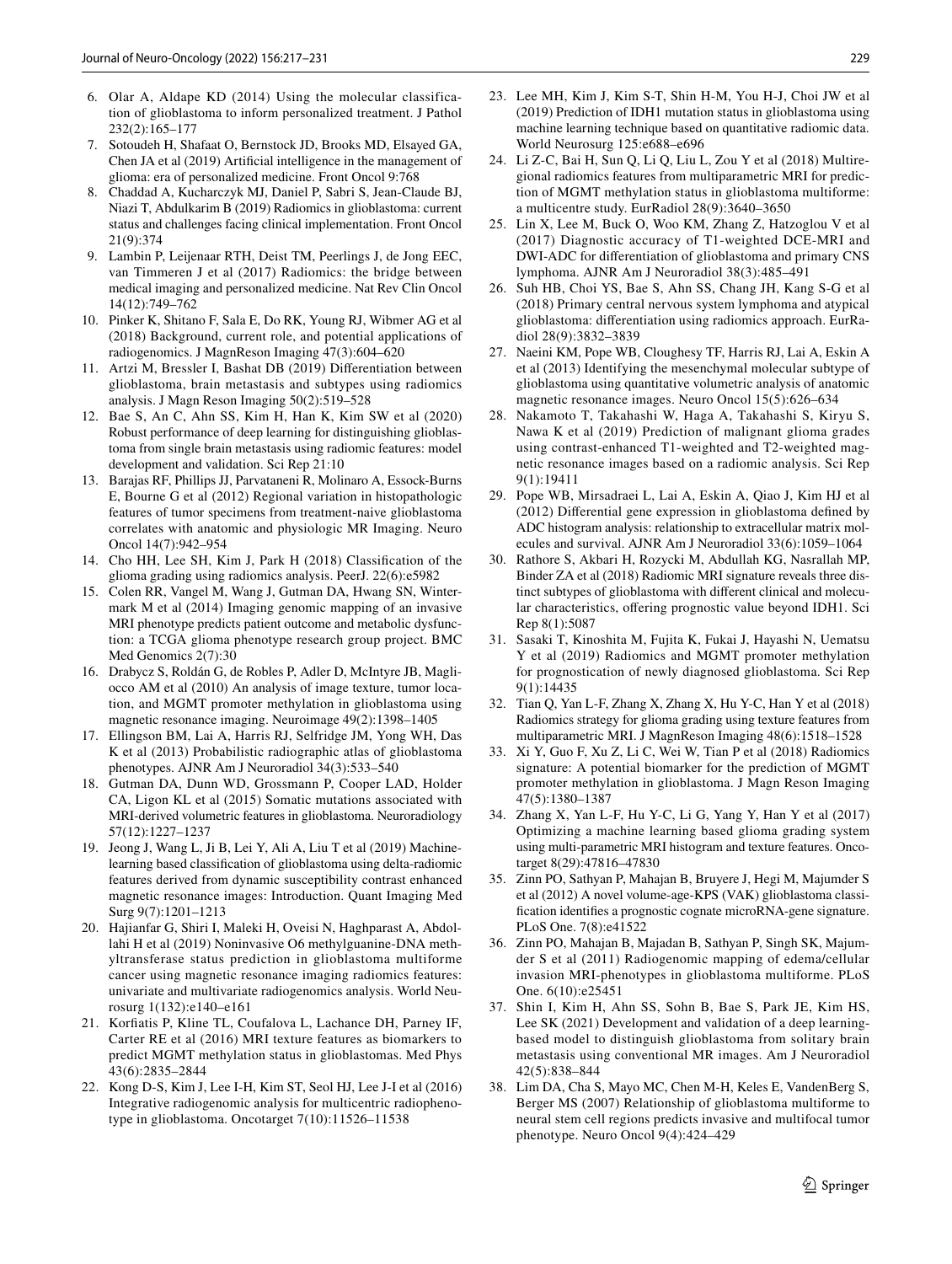6. Olar A, Aldape KD (2014) Using the molecular classification of glioblastoma to inform personalized treatment. J Pathol 232(2):165–177
7. Sotoudeh H, Shafaat O, Bernstock JD, Brooks MD, Elsayed GA, Chen JA et al (2019) Artificial intelligence in the management of glioma: era of personalized medicine. Front Oncol 9:768
8. Chaddad A, Kucharczyk MJ, Daniel P, Sabri S, Jean-Claude BJ, Niazi T, Abdulkarim B (2019) Radiomics in glioblastoma: current status and challenges facing clinical implementation. Front Oncol 21(9):374
9. Lambin P, Leijenaar RTH, Deist TM, Peerlings J, de Jong EEC, van Timmeren J et al (2017) Radiomics: the bridge between medical imaging and personalized medicine. Nat Rev Clin Oncol 14(12):749–762
10. Pinker K, Shitano F, Sala E, Do RK, Young RJ, Wibmer AG et al (2018) Background, current role, and potential applications of radiogenomics. J MagnReson Imaging 47(3):604–620
11. Artzi M, Bressler I, Bashat DB (2019) Differentiation between glioblastoma, brain metastasis and subtypes using radiomics analysis. J Magn Reson Imaging 50(2):519–528
12. Bae S, An C, Ahn SS, Kim H, Han K, Kim SW et al (2020) Robust performance of deep learning for distinguishing glioblastoma from single brain metastasis using radiomic features: model development and validation. Sci Rep 21:10
13. Barajas RF, Phillips JJ, Parvataneni R, Molinaro A, Essock-Burns E, Bourne G et al (2012) Regional variation in histopathologic features of tumor specimens from treatment-naive glioblastoma correlates with anatomic and physiologic MR Imaging. Neuro Oncol 14(7):942–954
14. Cho HH, Lee SH, Kim J, Park H (2018) Classification of the glioma grading using radiomics analysis. PeerJ. 22(6):e5982
15. Colen RR, Vangel M, Wang J, Gutman DA, Hwang SN, Wintermark M et al (2014) Imaging genomic mapping of an invasive MRI phenotype predicts patient outcome and metabolic dysfunction: a TCGA glioma phenotype research group project. BMC Med Genomics 2(7):30
16. Drabycz S, Roldán G, de Robles P, Adler D, McIntyre JB, Magliocco AM et al (2010) An analysis of image texture, tumor location, and MGMT promoter methylation in glioblastoma using magnetic resonance imaging. Neuroimage 49(2):1398–1405
17. Ellingson BM, Lai A, Harris RJ, Selfridge JM, Yong WH, Das K et al (2013) Probabilistic radiographic atlas of glioblastoma phenotypes. AJNR Am J Neuroradiol 34(3):533–540
18. Gutman DA, Dunn WD, Grossmann P, Cooper LAD, Holder CA, Ligon KL et al (2015) Somatic mutations associated with MRI-derived volumetric features in glioblastoma. Neuroradiology 57(12):1227–1237
19. Jeong J, Wang L, Ji B, Lei Y, Ali A, Liu T et al (2019) Machine-learning based classification of glioblastoma using delta-radiomic features derived from dynamic susceptibility contrast enhanced magnetic resonance images: Introduction. Quant Imaging Med Surg 9(7):1201–1213
20. Hajianfar G, Shiri I, Maleki H, Oveisi N, Haghparast A, Abdollahi H et al (2019) Noninvasive O6 methylguanine-DNA methyltransferase status prediction in glioblastoma multiforme cancer using magnetic resonance imaging radiomics features: univariate and multivariate radiogenomics analysis. World Neurosurg 1(132):e140–e161
21. Korfiatis P, Kline TL, Coufalova L, Lachance DH, Parney IF, Carter RE et al (2016) MRI texture features as biomarkers to predict MGMT methylation status in glioblastomas. Med Phys 43(6):2835–2844
22. Kong D-S, Kim J, Lee I-H, Kim ST, Seol HJ, Lee J-I et al (2016) Integrative radiogenomic analysis for multicentric radiophenotype in glioblastoma. Oncotarget 7(10):11526–11538
23. Lee MH, Kim J, Kim S-T, Shin H-M, You H-J, Choi JW et al (2019) Prediction of IDH1 mutation status in glioblastoma using machine learning technique based on quantitative radiomic data. World Neurosurg 125:e688–e696
24. Li Z-C, Bai H, Sun Q, Li Q, Liu L, Zou Y et al (2018) Multiregional radiomics features from multiparametric MRI for prediction of MGMT methylation status in glioblastoma multiforme: a multicentre study. EurRadiol 28(9):3640–3650
25. Lin X, Lee M, Buck O, Woo KM, Zhang Z, Hatzoglou V et al (2017) Diagnostic accuracy of T1-weighted DCE-MRI and DWI-ADC for differentiation of glioblastoma and primary CNS lymphoma. AJNR Am J Neuroradiol 38(3):485–491
26. Suh HB, Choi YS, Bae S, Ahn SS, Chang JH, Kang S-G et al (2018) Primary central nervous system lymphoma and atypical glioblastoma: differentiation using radiomics approach. EurRadiol 28(9):3832–3839
27. Naeini KM, Pope WB, Cloughesy TF, Harris RJ, Lai A, Eskin A et al (2013) Identifying the mesenchymal molecular subtype of glioblastoma using quantitative volumetric analysis of anatomic magnetic resonance images. Neuro Oncol 15(5):626–634
28. Nakamoto T, Takahashi W, Haga A, Takahashi S, Kiryu S, Nawa K et al (2019) Prediction of malignant glioma grades using contrast-enhanced T1-weighted and T2-weighted magnetic resonance images based on a radiomic analysis. Sci Rep 9(1):19411
29. Pope WB, Mirsadraei L, Lai A, Eskin A, Qiao J, Kim HJ et al (2012) Differential gene expression in glioblastoma defined by ADC histogram analysis: relationship to extracellular matrix molecules and survival. AJNR Am J Neuroradiol 33(6):1059–1064
30. Rathore S, Akbari H, Rozycki M, Abdullah KG, Nasrallah MP, Binder ZA et al (2018) Radiomic MRI signature reveals three distinct subtypes of glioblastoma with different clinical and molecular characteristics, offering prognostic value beyond IDH1. Sci Rep 8(1):5087
31. Sasaki T, Kinoshita M, Fujita K, Fukai J, Hayashi N, Uematsu Y et al (2019) Radiomics and MGMT promoter methylation for prognostication of newly diagnosed glioblastoma. Sci Rep 9(1):14435
32. Tian Q, Yan L-F, Zhang X, Zhang X, Hu Y-C, Han Y et al (2018) Radiomics strategy for glioma grading using texture features from multiparametric MRI. J MagnReson Imaging 48(6):1518–1528
33. Xi Y, Guo F, Xu Z, Li C, Wei W, Tian P et al (2018) Radiomics signature: A potential biomarker for the prediction of MGMT promoter methylation in glioblastoma. J Magn Reson Imaging 47(5):1380–1387
34. Zhang X, Yan L-F, Hu Y-C, Li G, Yang Y, Han Y et al (2017) Optimizing a machine learning based glioma grading system using multi-parametric MRI histogram and texture features. Oncotarget 8(29):47816–47830
35. Zinn PO, Sathyan P, Mahajan B, Bruyere J, Hegi M, Majumder S et al (2012) A novel volume-age-KPS (VAK) glioblastoma classification identifies a prognostic cognate microRNA-gene signature. PLoS One. 7(8):e41522
36. Zinn PO, Mahajan B, Majadan B, Sathyan P, Singh SK, Majumder S et al (2011) Radiogenomic mapping of edema/cellular invasion MRI-phenotypes in glioblastoma multiforme. PLoS One. 6(10):e25451
37. Shin I, Kim H, Ahn SS, Sohn B, Bae S, Park JE, Kim HS, Lee SK (2021) Development and validation of a deep learning-based model to distinguish glioblastoma from solitary brain metastasis using conventional MR images. Am J Neuroradiol 42(5):838–844
38. Lim DA, Cha S, Mayo MC, Chen M-H, Keles E, VandenBerg S, Berger MS (2007) Relationship of glioblastoma multiforme to neural stem cell regions predicts invasive and multifocal tumor phenotype. Neuro Oncol 9(4):424–429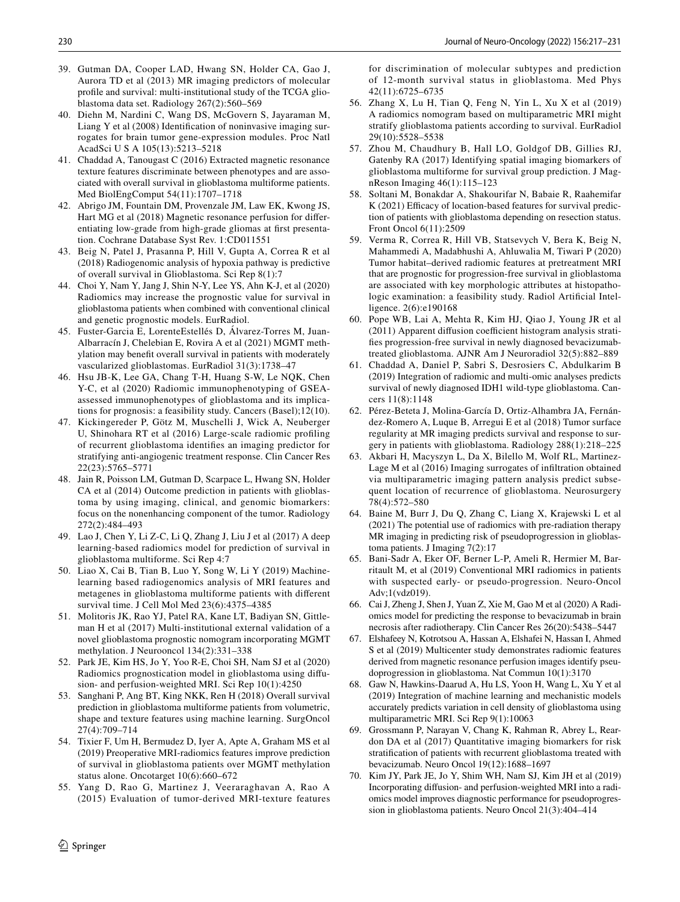39. Gutman DA, Cooper LAD, Hwang SN, Holder CA, Gao J, Aurora TD et al (2013) MR imaging predictors of molecular profile and survival: multi-institutional study of the TCGA glioblastoma data set. Radiology 267(2):560–569
40. Diehn M, Nardini C, Wang DS, McGovern S, Jayaraman M, Liang Y et al (2008) Identification of noninvasive imaging surrogates for brain tumor gene-expression modules. Proc Natl AcadSci U S A 105(13):5213–5218
41. Chaddad A, Tanougast C (2016) Extracted magnetic resonance texture features discriminate between phenotypes and are associated with overall survival in glioblastoma multiforme patients. Med BiolEngComput 54(11):1707–1718
42. Abrigo JM, Fountain DM, Provenzale JM, Law EK, Kwong JS, Hart MG et al (2018) Magnetic resonance perfusion for differentiating low-grade from high-grade gliomas at first presentation. Cochrane Database Syst Rev. 1:CD011551
43. Beig N, Patel J, Prasanna P, Hill V, Gupta A, Correa R et al (2018) Radiogenomic analysis of hypoxia pathway is predictive of overall survival in Glioblastoma. Sci Rep 8(1):7
44. Choi Y, Nam Y, Jang J, Shin N-Y, Lee YS, Ahn K-J, et al (2020) Radiomics may increase the prognostic value for survival in glioblastoma patients when combined with conventional clinical and genetic prognostic models. EurRadiol.
45. Fuster-Garcia E, LorenteEstellés D, Álvarez-Torres M, Juan-Albarracín J, Chelebian E, Rovira A et al (2021) MGMT methylation may benefit overall survival in patients with moderately vascularized glioblastomas. EurRadiol 31(3):1738–47
46. Hsu JB-K, Lee GA, Chang T-H, Huang S-W, Le NQK, Chen Y-C, et al (2020) Radiomic immunophenotyping of GSEA-assessed immunophenotypes of glioblastoma and its implications for prognosis: a feasibility study. Cancers (Basel);12(10).
47. Kickingereder P, Götz M, Muschelli J, Wick A, Neuberger U, Shinohara RT et al (2016) Large-scale radiomic profiling of recurrent glioblastoma identifies an imaging predictor for stratifying anti-angiogenic treatment response. Clin Cancer Res 22(23):5765–5771
48. Jain R, Poisson LM, Gutman D, Scarpace L, Hwang SN, Holder CA et al (2014) Outcome prediction in patients with glioblastoma by using imaging, clinical, and genomic biomarkers: focus on the nonenhancing component of the tumor. Radiology 272(2):484–493
49. Lao J, Chen Y, Li Z-C, Li Q, Zhang J, Liu J et al (2017) A deep learning-based radiomics model for prediction of survival in glioblastoma multiforme. Sci Rep 4:7
50. Liao X, Cai B, Tian B, Luo Y, Song W, Li Y (2019) Machine-learning based radiogenomics analysis of MRI features and metagenes in glioblastoma multiforme patients with different survival time. J Cell Mol Med 23(6):4375–4385
51. Molitoris JK, Rao YJ, Patel RA, Kane LT, Badiyan SN, Gittleman H et al (2017) Multi-institutional external validation of a novel glioblastoma prognostic nomogram incorporating MGMT methylation. J Neurooncol 134(2):331–338
52. Park JE, Kim HS, Jo Y, Yoo R-E, Choi SH, Nam SJ et al (2020) Radiomics prognostication model in glioblastoma using diffusion- and perfusion-weighted MRI. Sci Rep 10(1):4250
53. Sanghani P, Ang BT, King NKK, Ren H (2018) Overall survival prediction in glioblastoma multiforme patients from volumetric, shape and texture features using machine learning. SurgOncol 27(4):709–714
54. Tixier F, Um H, Bermudez D, Iyer A, Apte A, Graham MS et al (2019) Preoperative MRI-radiomics features improve prediction of survival in glioblastoma patients over MGMT methylation status alone. Oncotarget 10(6):660–672
55. Yang D, Rao G, Martinez J, Veeraraghavan A, Rao A (2015) Evaluation of tumor-derived MRI-texture features for discrimination of molecular subtypes and prediction of 12-month survival status in glioblastoma. Med Phys 42(11):6725–6735
56. Zhang X, Lu H, Tian Q, Feng N, Yin L, Xu X et al (2019) A radiomics nomogram based on multiparametric MRI might stratify glioblastoma patients according to survival. EurRadiol 29(10):5528–5538
57. Zhou M, Chaudhury B, Hall LO, Goldgof DB, Gillies RJ, Gatenby RA (2017) Identifying spatial imaging biomarkers of glioblastoma multiforme for survival group prediction. J MagnReson Imaging 46(1):115–123
58. Soltani M, Bonakdar A, Shakourifar N, Babaie R, Raahemifar K (2021) Efficacy of location-based features for survival prediction of patients with glioblastoma depending on resection status. Front Oncol 6(11):2509
59. Verma R, Correa R, Hill VB, Statsevych V, Bera K, Beig N, Mahammedi A, Madabhushi A, Ahluwalia M, Tiwari P (2020) Tumor habitat–derived radiomic features at pretreatment MRI that are prognostic for progression-free survival in glioblastoma are associated with key morphologic attributes at histopathologic examination: a feasibility study. Radiol Artificial Intelligence. 2(6):e190168
60. Pope WB, Lai A, Mehta R, Kim HJ, Qiao J, Young JR et al (2011) Apparent diffusion coefficient histogram analysis stratifies progression-free survival in newly diagnosed bevacizumab-treated glioblastoma. AJNR Am J Neuroradiol 32(5):882–889
61. Chaddad A, Daniel P, Sabri S, Desrosiers C, Abdulkarim B (2019) Integration of radiomic and multi-omic analyses predicts survival of newly diagnosed IDH1 wild-type glioblastoma. Cancers 11(8):1148
62. Pérez-Beteta J, Molina-García D, Ortiz-Alhambra JA, Fernández-Romero A, Luque B, Arregui E et al (2018) Tumor surface regularity at MR imaging predicts survival and response to surgery in patients with glioblastoma. Radiology 288(1):218–225
63. Akbari H, Macyszyn L, Da X, Bilello M, Wolf RL, Martinez-Lage M et al (2016) Imaging surrogates of infiltration obtained via multiparametric imaging pattern analysis predict subsequent location of recurrence of glioblastoma. Neurosurgery 78(4):572–580
64. Baine M, Burr J, Du Q, Zhang C, Liang X, Krajewski L et al (2021) The potential use of radiomics with pre-radiation therapy MR imaging in predicting risk of pseudoprogression in glioblastoma patients. J Imaging 7(2):17
65. Bani-Sadr A, Eker OF, Berner L-P, Ameli R, Hermier M, Barritault M, et al (2019) Conventional MRI radiomics in patients with suspected early- or pseudo-progression. Neuro-Oncol Adv;1(vdz019).
66. Cai J, Zheng J, Shen J, Yuan Z, Xie M, Gao M et al (2020) A Radiomics model for predicting the response to bevacizumab in brain necrosis after radiotherapy. Clin Cancer Res 26(20):5438–5447
67. Elshafeey N, Kotrotsou A, Hassan A, Elshafei N, Hassan I, Ahmed S et al (2019) Multicenter study demonstrates radiomic features derived from magnetic resonance perfusion images identify pseudoprogression in glioblastoma. Nat Commun 10(1):3170
68. Gaw N, Hawkins-Daarud A, Hu LS, Yoon H, Wang L, Xu Y et al (2019) Integration of machine learning and mechanistic models accurately predicts variation in cell density of glioblastoma using multiparametric MRI. Sci Rep 9(1):10063
69. Grossmann P, Narayan V, Chang K, Rahman R, Abrey L, Reardon DA et al (2017) Quantitative imaging biomarkers for risk stratification of patients with recurrent glioblastoma treated with bevacizumab. Neuro Oncol 19(12):1688–1697
70. Kim JY, Park JE, Jo Y, Shim WH, Nam SJ, Kim JH et al (2019) Incorporating diffusion- and perfusion-weighted MRI into a radiomics model improves diagnostic performance for pseudoprogression in glioblastoma patients. Neuro Oncol 21(3):404–414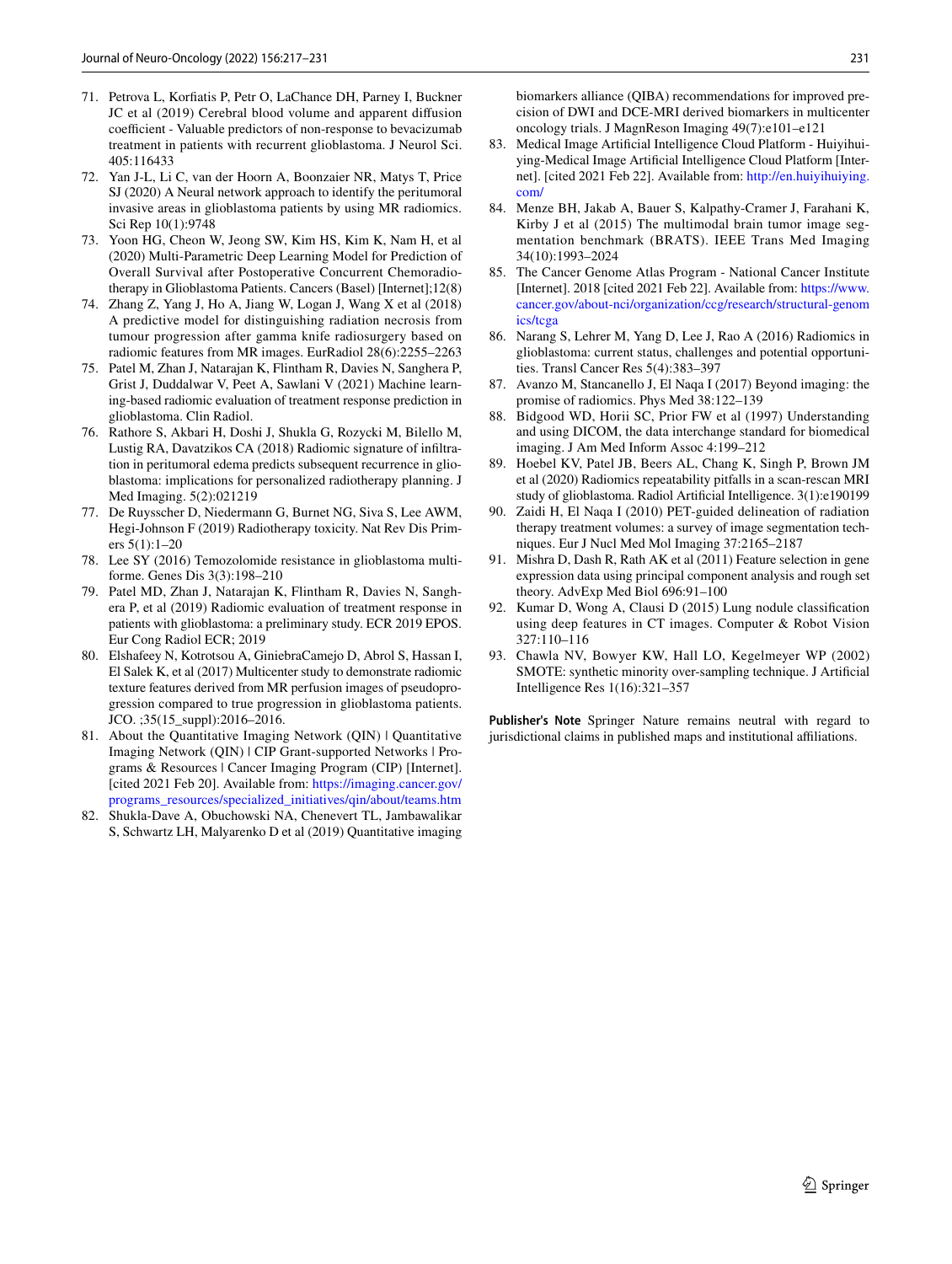71. Petrova L, Korfiatis P, Petr O, LaChance DH, Parney I, Buckner JC et al (2019) Cerebral blood volume and apparent diffusion coefficient - Valuable predictors of non-response to bevacizumab treatment in patients with recurrent glioblastoma. J Neurol Sci. 405:116433
72. Yan J-L, Li C, van der Hoorn A, Boonzaier NR, Matys T, Price SJ (2020) A Neural network approach to identify the peritumoral invasive areas in glioblastoma patients by using MR radiomics. Sci Rep 10(1):9748
73. Yoon HG, Cheon W, Jeong SW, Kim HS, Kim K, Nam H, et al (2020) Multi-Parametric Deep Learning Model for Prediction of Overall Survival after Postoperative Concurrent Chemoradiotherapy in Glioblastoma Patients. Cancers (Basel) [Internet];12(8)
74. Zhang Z, Yang J, Ho A, Jiang W, Logan J, Wang X et al (2018) A predictive model for distinguishing radiation necrosis from tumour progression after gamma knife radiosurgery based on radiomic features from MR images. EurRadiol 28(6):2255–2263
75. Patel M, Zhan J, Natarajan K, Flintham R, Davies N, Sanghera P, Grist J, Duddalwar V, Peet A, Sawlani V (2021) Machine learning-based radiomic evaluation of treatment response prediction in glioblastoma. Clin Radiol.
76. Rathore S, Akbari H, Doshi J, Shukla G, Rozycki M, Bilello M, Lustig RA, Davatzikos CA (2018) Radiomic signature of infiltration in peritumoral edema predicts subsequent recurrence in glioblastoma: implications for personalized radiotherapy planning. J Med Imaging. 5(2):021219
77. De Ruysscher D, Niedermann G, Burnet NG, Siva S, Lee AWM, Hegi-Johnson F (2019) Radiotherapy toxicity. Nat Rev Dis Primers 5(1):1–20
78. Lee SY (2016) Temozolomide resistance in glioblastoma multiforme. Genes Dis 3(3):198–210
79. Patel MD, Zhan J, Natarajan K, Flintham R, Davies N, Sanghera P, et al (2019) Radiomic evaluation of treatment response in patients with glioblastoma: a preliminary study. ECR 2019 EPOS. Eur Cong Radiol ECR; 2019
80. Elshafeey N, Kotrotsou A, GiniebraCamejo D, Abrol S, Hassan I, El Salek K, et al (2017) Multicenter study to demonstrate radiomic texture features derived from MR perfusion images of pseudoprogression compared to true progression in glioblastoma patients. JCO. ;35(15_suppl):2016–2016.
81. About the Quantitative Imaging Network (QIN) | Quantitative Imaging Network (QIN) | CIP Grant-supported Networks | Programs & Resources | Cancer Imaging Program (CIP) [Internet]. [cited 2021 Feb 20]. Available from: https://imaging.cancer.gov/programs_resources/specialized_initiatives/qin/about/teams.htm
82. Shukla-Dave A, Obuchowski NA, Chenevert TL, Jambawalikar S, Schwartz LH, Malyarenko D et al (2019) Quantitative imaging biomarkers alliance (QIBA) recommendations for improved precision of DWI and DCE-MRI derived biomarkers in multicenter oncology trials. J MagnReson Imaging 49(7):e101–e121
83. Medical Image Artificial Intelligence Cloud Platform - Huiyihuiying-Medical Image Artificial Intelligence Cloud Platform [Internet]. [cited 2021 Feb 22]. Available from: http://en.huiyihuiying.com/
84. Menze BH, Jakab A, Bauer S, Kalpathy-Cramer J, Farahani K, Kirby J et al (2015) The multimodal brain tumor image segmentation benchmark (BRATS). IEEE Trans Med Imaging 34(10):1993–2024
85. The Cancer Genome Atlas Program - National Cancer Institute [Internet]. 2018 [cited 2021 Feb 22]. Available from: https://www.cancer.gov/about-nci/organization/ccg/research/structural-genomics/tcga
86. Narang S, Lehrer M, Yang D, Lee J, Rao A (2016) Radiomics in glioblastoma: current status, challenges and potential opportunities. Transl Cancer Res 5(4):383–397
87. Avanzo M, Stancanello J, El Naqa I (2017) Beyond imaging: the promise of radiomics. Phys Med 38:122–139
88. Bidgood WD, Horii SC, Prior FW et al (1997) Understanding and using DICOM, the data interchange standard for biomedical imaging. J Am Med Inform Assoc 4:199–212
89. Hoebel KV, Patel JB, Beers AL, Chang K, Singh P, Brown JM et al (2020) Radiomics repeatability pitfalls in a scan-rescan MRI study of glioblastoma. Radiol Artificial Intelligence. 3(1):e190199
90. Zaidi H, El Naqa I (2010) PET-guided delineation of radiation therapy treatment volumes: a survey of image segmentation techniques. Eur J Nucl Med Mol Imaging 37:2165–2187
91. Mishra D, Dash R, Rath AK et al (2011) Feature selection in gene expression data using principal component analysis and rough set theory. AdvExp Med Biol 696:91–100
92. Kumar D, Wong A, Clausi D (2015) Lung nodule classification using deep features in CT images. Computer & Robot Vision 327:110–116
93. Chawla NV, Bowyer KW, Hall LO, Kegelmeyer WP (2002) SMOTE: synthetic minority over-sampling technique. J Artificial Intelligence Res 1(16):321–357

**Publisher's Note** Springer Nature remains neutral with regard to jurisdictional claims in published maps and institutional affiliations.